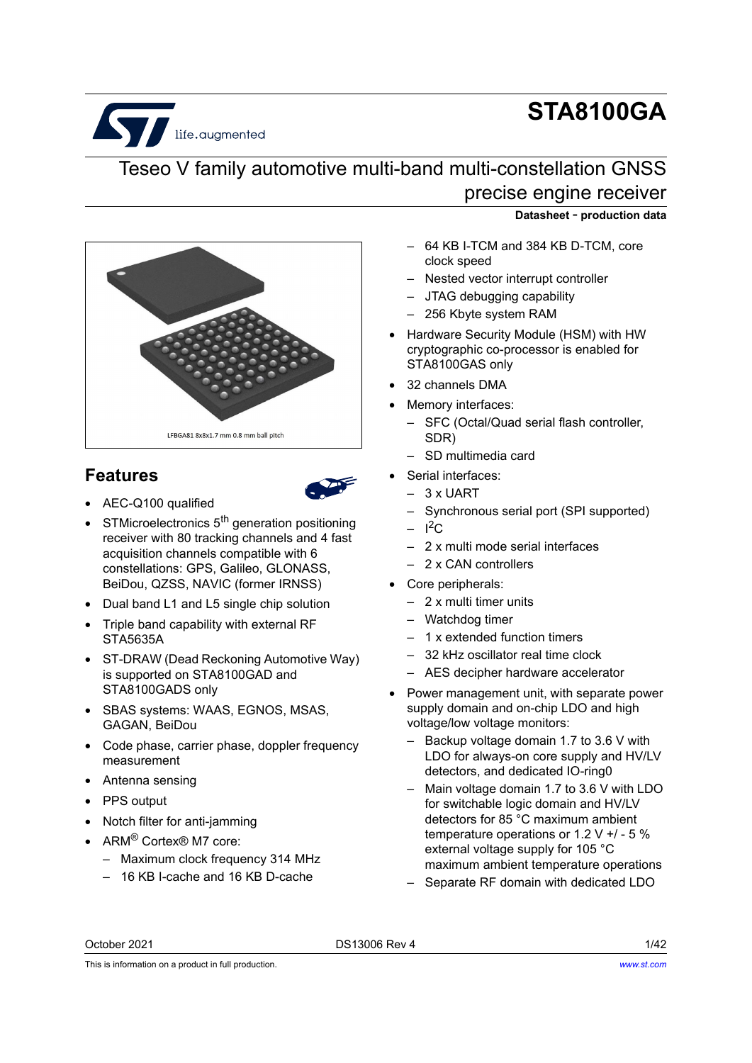# STA8100GA

## Teseo V family automotive multi-band multi-constellation GNSS precise engine receiver

**Datasheet - production data**

LFBGA81 8x8x1.7 mm 0.8 mm ball pitch

## Features

- AEC-Q100 qualified
- STMicroelectronics 5th generation positioning receiver with 80 tracking channels and 4 fast acquisition channels compatible with 6 constellations: GPS, Galileo, GLONASS, BeiDou, QZSS, NAVIC (former IRNSS)
- Dual band L1 and L5 single chip solution
- Triple band capability with external RF STA5635A
- ST-DRAW (Dead Reckoning Automotive Way) is supported on STA8100GAD and STA8100GADS only
- SBAS systems: WAAS, EGNOS, MSAS, GAGAN, BeiDou
- Code phase, carrier phase, doppler frequency measurement
- Antenna sensing
- PPS output
- Notch filter for anti-jamming
- ARM® Cortex® M7 core:
  - Maximum clock frequency 314 MHz
  - 16 KB I-cache and 16 KB D-cache
  - 64 KB I-TCM and 384 KB D-TCM, core clock speed
  - Nested vector interrupt controller
  - JTAG debugging capability
  - 256 Kbyte system RAM
- Hardware Security Module (HSM) with HW cryptographic co-processor is enabled for STA8100GAS only
- 32 channels DMA
- Memory interfaces:
  - SFC (Octal/Quad serial flash controller, SDR)
  - SD multimedia card
- Serial interfaces:
  - 3 x UART
  - Synchronous serial port (SPI supported)
  - I²C
  - 2 x multi mode serial interfaces
  - 2 x CAN controllers
- Core peripherals:
  - 2 x multi timer units
  - Watchdog timer
  - 1 x extended function timers
  - 32 kHz oscillator real time clock
  - AES decipher hardware accelerator
- Power management unit, with separate power supply domain and on-chip LDO and high voltage/low voltage monitors:
  - Backup voltage domain 1.7 to 3.6 V with LDO for always-on core supply and HV/LV detectors, and dedicated IO-ring0
  - Main voltage domain 1.7 to 3.6 V with LDO for switchable logic domain and HV/LV detectors for 85 °C maximum ambient temperature operations or 1.2 V +/- 5 % external voltage supply for 105 °C maximum ambient temperature operations
  - Separate RF domain with dedicated LDO

October 2021 DS13006 Rev 4

This is information on a product in full production. www.st.com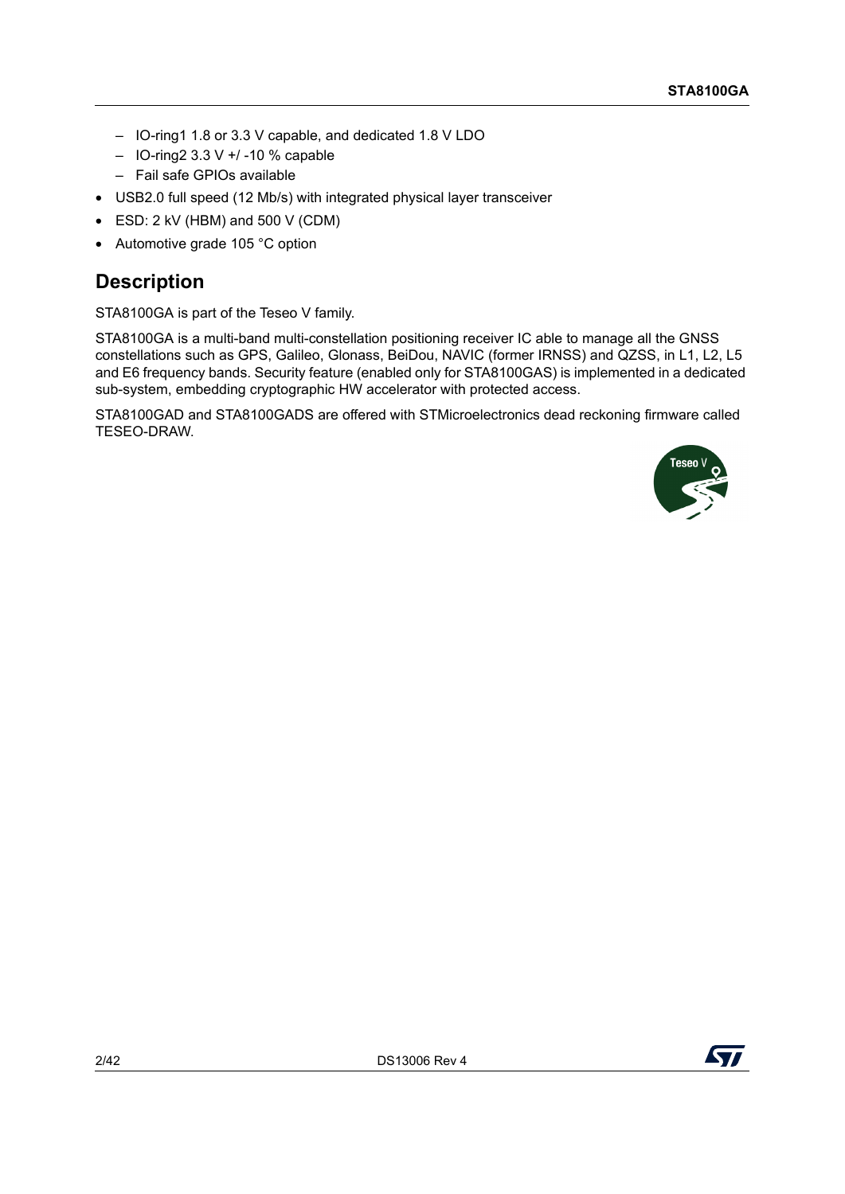- IO-ring1 1.8 or 3.3 V capable, and dedicated 1.8 V LDO
  - IO-ring2 3.3 V +/ -10 % capable
  - Fail safe GPIOs available
- USB2.0 full speed (12 Mb/s) with integrated physical layer transceiver
- ESD: 2 kV (HBM) and 500 V (CDM)
- Automotive grade 105 °C option

## Description

STA8100GA is part of the Teseo V family.

STA8100GA is a multi-band multi-constellation positioning receiver IC able to manage all the GNSS constellations such as GPS, Galileo, Glonass, BeiDou, NAVIC (former IRNSS) and QZSS, in L1, L2, L5 and E6 frequency bands. Security feature (enabled only for STA8100GAS) is implemented in a dedicated sub-system, embedding cryptographic HW accelerator with protected access.

STA8100GAD and STA8100GADS are offered with STMicroelectronics dead reckoning firmware called TESEO-DRAW.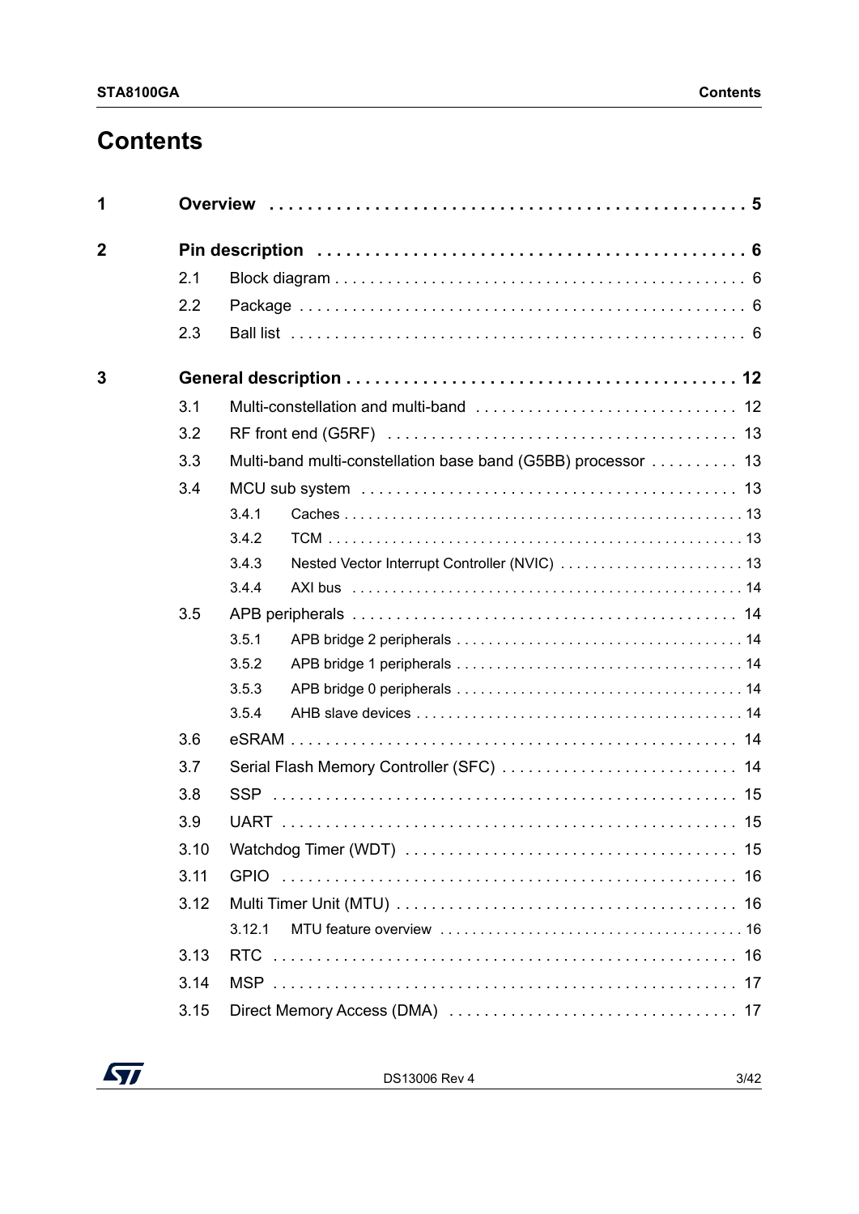# Contents

1 Overview . . . . . . . . . . . . . . . . . . . . . . . . . . . . . . . . . . . . . . . . . . . . . 5

2 Pin description . . . . . . . . . . . . . . . . . . . . . . . . . . . . . . . . . . . . . . . . . 6

- 2.1 Block diagram . . . . . . . . . . . . . . . . . . . . . . . . . . . . . . . . . . . . . . . . . . 6
- 2.2 Package . . . . . . . . . . . . . . . . . . . . . . . . . . . . . . . . . . . . . . . . . . . . . 6
- 2.3 Ball list . . . . . . . . . . . . . . . . . . . . . . . . . . . . . . . . . . . . . . . . . . . . . 6

3 General description . . . . . . . . . . . . . . . . . . . . . . . . . . . . . . . . . . . . . 12

- 3.1 Multi-constellation and multi-band . . . . . . . . . . . . . . . . . . . . . . . . . . . . 12
- 3.2 RF front end (G5RF) . . . . . . . . . . . . . . . . . . . . . . . . . . . . . . . . . . . . 13
- 3.3 Multi-band multi-constellation base band (G5BB) processor . . . . . . . . . . 13
- 3.4 MCU sub system . . . . . . . . . . . . . . . . . . . . . . . . . . . . . . . . . . . . . . . 13
  - 3.4.1 Caches . . . . . . . . . . . . . . . . . . . . . . . . . . . . . . . . . . . . . . . . . . . 13
  - 3.4.2 TCM . . . . . . . . . . . . . . . . . . . . . . . . . . . . . . . . . . . . . . . . . . . . 13
  - 3.4.3 Nested Vector Interrupt Controller (NVIC) . . . . . . . . . . . . . . . . . . . . 13
  - 3.4.4 AXI bus . . . . . . . . . . . . . . . . . . . . . . . . . . . . . . . . . . . . . . . . . . 14
- 3.5 APB peripherals . . . . . . . . . . . . . . . . . . . . . . . . . . . . . . . . . . . . . . . 14
  - 3.5.1 APB bridge 2 peripherals . . . . . . . . . . . . . . . . . . . . . . . . . . . . . . . 14
  - 3.5.2 APB bridge 1 peripherals . . . . . . . . . . . . . . . . . . . . . . . . . . . . . . . 14
  - 3.5.3 APB bridge 0 peripherals . . . . . . . . . . . . . . . . . . . . . . . . . . . . . . . 14
  - 3.5.4 AHB slave devices . . . . . . . . . . . . . . . . . . . . . . . . . . . . . . . . . . . 14
- 3.6 eSRAM . . . . . . . . . . . . . . . . . . . . . . . . . . . . . . . . . . . . . . . . . . . . . 14
- 3.7 Serial Flash Memory Controller (SFC) . . . . . . . . . . . . . . . . . . . . . . . . . 14
- 3.8 SSP . . . . . . . . . . . . . . . . . . . . . . . . . . . . . . . . . . . . . . . . . . . . . . . 15
- 3.9 UART . . . . . . . . . . . . . . . . . . . . . . . . . . . . . . . . . . . . . . . . . . . . . 15
- 3.10 Watchdog Timer (WDT) . . . . . . . . . . . . . . . . . . . . . . . . . . . . . . . . . . 15
- 3.11 GPIO . . . . . . . . . . . . . . . . . . . . . . . . . . . . . . . . . . . . . . . . . . . . . 16
- 3.12 Multi Timer Unit (MTU) . . . . . . . . . . . . . . . . . . . . . . . . . . . . . . . . . . 16
  - 3.12.1 MTU feature overview . . . . . . . . . . . . . . . . . . . . . . . . . . . . . . . . 16
- 3.13 RTC . . . . . . . . . . . . . . . . . . . . . . . . . . . . . . . . . . . . . . . . . . . . . . 16
- 3.14 MSP . . . . . . . . . . . . . . . . . . . . . . . . . . . . . . . . . . . . . . . . . . . . . 17
- 3.15 Direct Memory Access (DMA) . . . . . . . . . . . . . . . . . . . . . . . . . . . . . . 17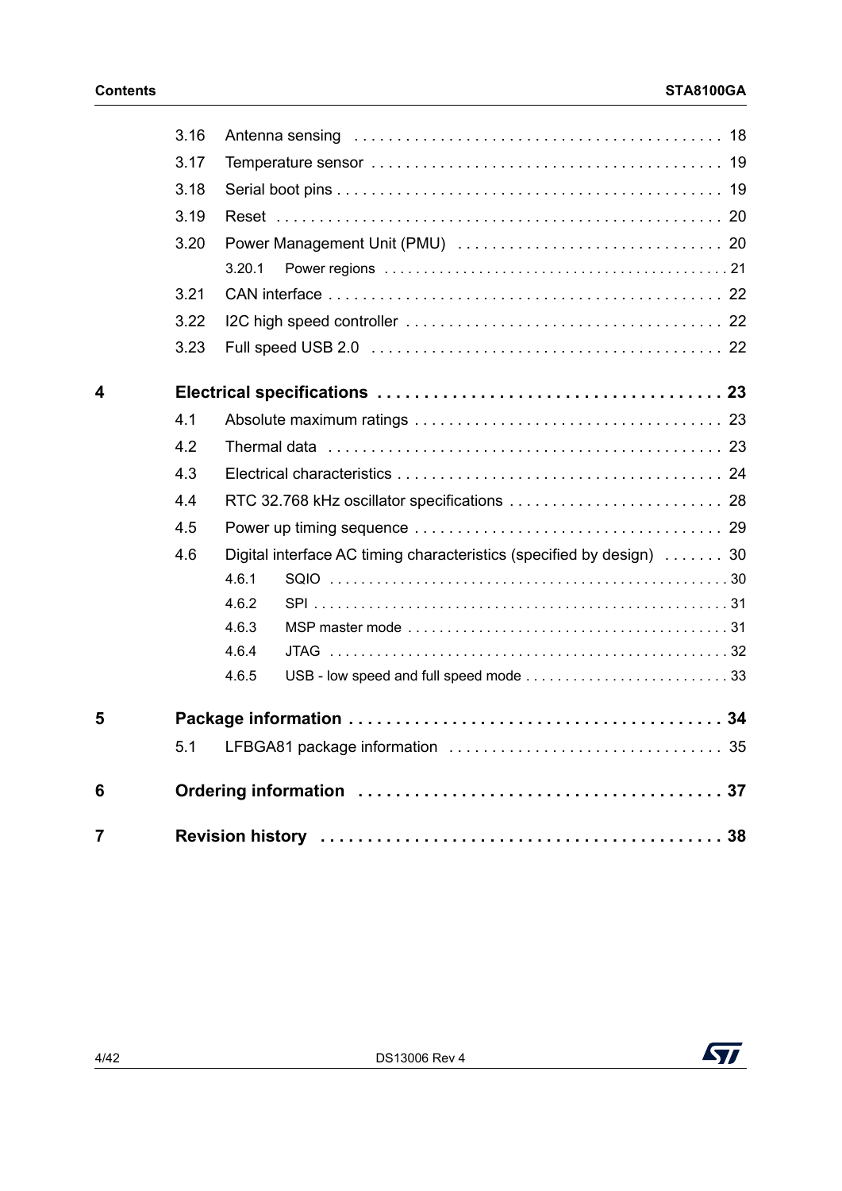| | | |
|---|---|---|
| 3.16 | Antenna sensing | 18 |
| 3.17 | Temperature sensor | 19 |
| 3.18 | Serial boot pins | 19 |
| 3.19 | Reset | 20 |
| 3.20 | Power Management Unit (PMU) | 20 |
| 3.20.1 | Power regions | 21 |
| 3.21 | CAN interface | 22 |
| 3.22 | I2C high speed controller | 22 |
| 3.23 | Full speed USB 2.0 | 22 |

**4 Electrical specifications . . . . . 23**

| | | |
|---|---|---|
| 4.1 | Absolute maximum ratings | 23 |
| 4.2 | Thermal data | 23 |
| 4.3 | Electrical characteristics | 24 |
| 4.4 | RTC 32.768 kHz oscillator specifications | 28 |
| 4.5 | Power up timing sequence | 29 |
| 4.6 | Digital interface AC timing characteristics (specified by design) | 30 |
| 4.6.1 | SQIO | 30 |
| 4.6.2 | SPI | 31 |
| 4.6.3 | MSP master mode | 31 |
| 4.6.4 | JTAG | 32 |
| 4.6.5 | USB - low speed and full speed mode | 33 |

**5 Package information . . . . . 34**

| | | |
|---|---|---|
| 5.1 | LFBGA81 package information | 35 |

**6 Ordering information . . . . . 37**

**7 Revision history . . . . . 38**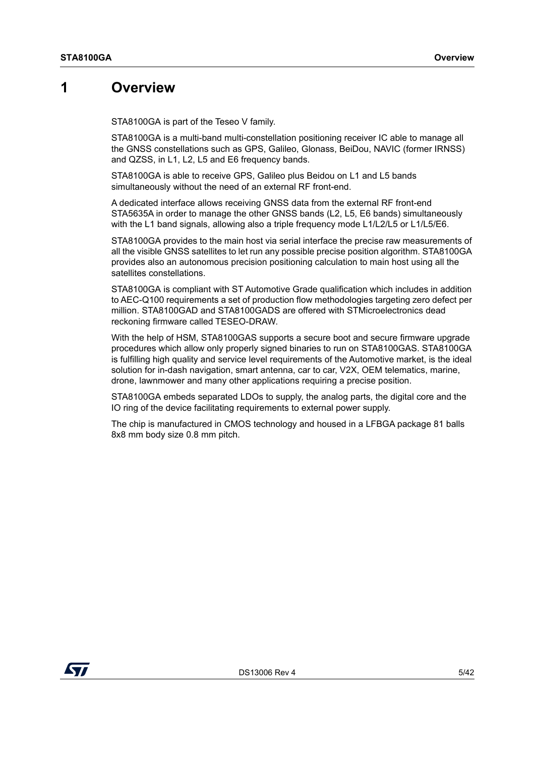# 1 Overview

STA8100GA is part of the Teseo V family.

STA8100GA is a multi-band multi-constellation positioning receiver IC able to manage all the GNSS constellations such as GPS, Galileo, Glonass, BeiDou, NAVIC (former IRNSS) and QZSS, in L1, L2, L5 and E6 frequency bands.

STA8100GA is able to receive GPS, Galileo plus Beidou on L1 and L5 bands simultaneously without the need of an external RF front-end.

A dedicated interface allows receiving GNSS data from the external RF front-end STA5635A in order to manage the other GNSS bands (L2, L5, E6 bands) simultaneously with the L1 band signals, allowing also a triple frequency mode L1/L2/L5 or L1/L5/E6.

STA8100GA provides to the main host via serial interface the precise raw measurements of all the visible GNSS satellites to let run any possible precise position algorithm. STA8100GA provides also an autonomous precision positioning calculation to main host using all the satellites constellations.

STA8100GA is compliant with ST Automotive Grade qualification which includes in addition to AEC-Q100 requirements a set of production flow methodologies targeting zero defect per million. STA8100GAD and STA8100GADS are offered with STMicroelectronics dead reckoning firmware called TESEO-DRAW.

With the help of HSM, STA8100GAS supports a secure boot and secure firmware upgrade procedures which allow only properly signed binaries to run on STA8100GAS. STA8100GA is fulfilling high quality and service level requirements of the Automotive market, is the ideal solution for in-dash navigation, smart antenna, car to car, V2X, OEM telematics, marine, drone, lawnmower and many other applications requiring a precise position.

STA8100GA embeds separated LDOs to supply, the analog parts, the digital core and the IO ring of the device facilitating requirements to external power supply.

The chip is manufactured in CMOS technology and housed in a LFBGA package 81 balls 8x8 mm body size 0.8 mm pitch.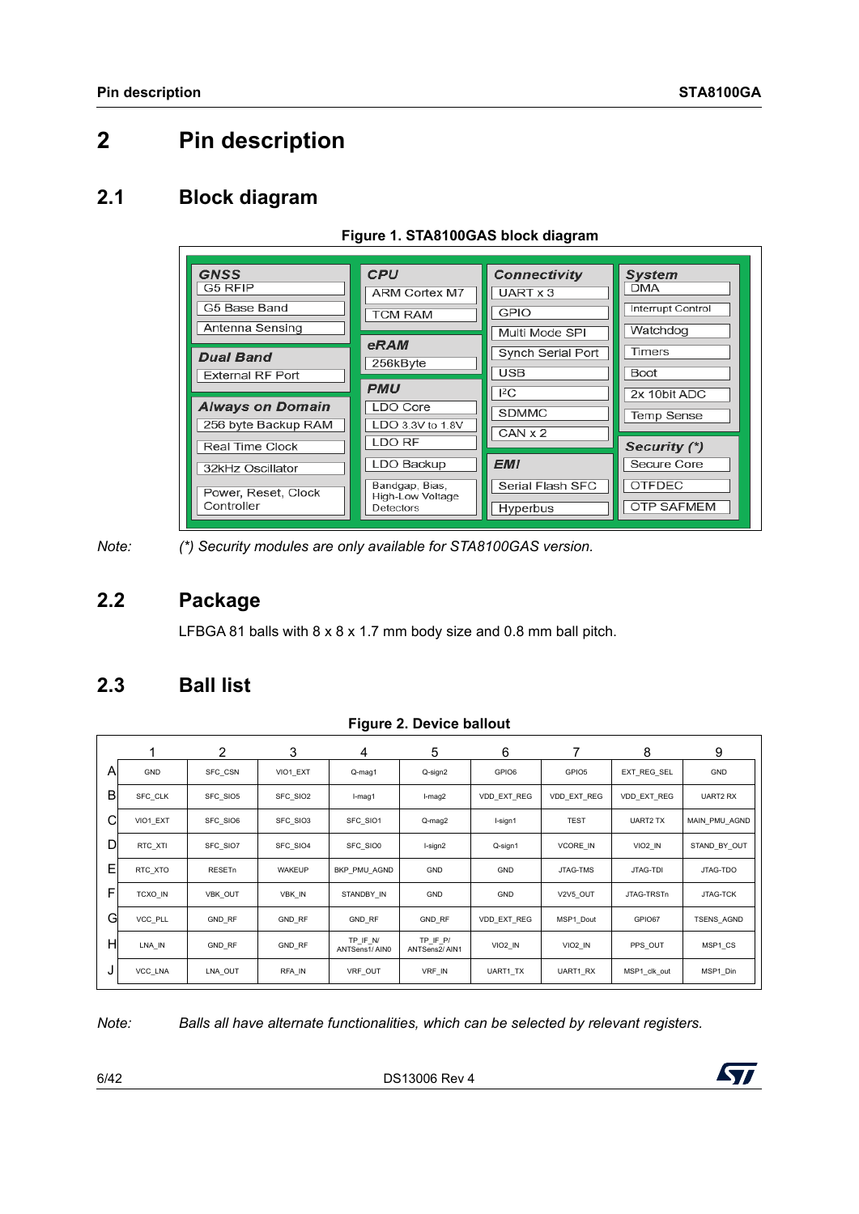# 2 Pin description

## 2.1 Block diagram

**Figure 1. STA8100GAS block diagram**

| GNSS | CPU | Connectivity | System |
|---|---|---|---|
| G5 RFIP | ARM Cortex M7 | UART x 3 | DMA |
| G5 Base Band | TCM RAM | GPIO | Interrupt Control |
| Antenna Sensing | **eRAM** | Multi Mode SPI | Watchdog |
| **Dual Band** | 256kByte | Synch Serial Port | Timers |
| External RF Port | **PMU** | USB | Boot |
| **Always on Domain** | LDO Core | I²C | 2x 10bit ADC |
| 256 byte Backup RAM | LDO 3.3V to 1.8V | SDMMC | Temp Sense |
| Real Time Clock | LDO RF | CAN x 2 | **Security (*)** |
| 32kHz Oscillator | LDO Backup | **EMI** | Secure Core |
| Power, Reset, Clock Controller | Bandgap, Bias, High-Low Voltage Detectors | Serial Flash SFC | OTFDEC |
| | | Hyperbus | OTP SAFMEM |

*Note: (*) Security modules are only available for STA8100GAS version.*

## 2.2 Package

LFBGA 81 balls with 8 x 8 x 1.7 mm body size and 0.8 mm ball pitch.

## 2.3 Ball list

**Figure 2. Device ballout**

| | 1 | 2 | 3 | 4 | 5 | 6 | 7 | 8 | 9 |
|---|---|---|---|---|---|---|---|---|---|
| A | GND | SFC_CSN | VIO1_EXT | Q-mag1 | Q-sign2 | GPIO6 | GPIO5 | EXT_REG_SEL | GND |
| B | SFC_CLK | SFC_SIO5 | SFC_SIO2 | I-mag1 | I-mag2 | VDD_EXT_REG | VDD_EXT_REG | VDD_EXT_REG | UART2 RX |
| C | VIO1_EXT | SFC_SIO6 | SFC_SIO3 | SFC_SIO1 | Q-mag2 | I-sign1 | TEST | UART2 TX | MAIN_PMU_AGND |
| D | RTC_XTI | SFC_SIO7 | SFC_SIO4 | SFC_SIO0 | I-sign2 | Q-sign1 | VCORE_IN | VIO2_IN | STAND_BY_OUT |
| E | RTC_XTO | RESETn | WAKEUP | BKP_PMU_AGND | GND | GND | JTAG-TMS | JTAG-TDI | JTAG-TDO |
| F | TCXO_IN | VBK_OUT | VBK_IN | STANDBY_IN | GND | GND | V2V5_OUT | JTAG-TRSTn | JTAG-TCK |
| G | VCC_PLL | GND_RF | GND_RF | GND_RF | GND_RF | VDD_EXT_REG | MSP1_Dout | GPIO67 | TSENS_AGND |
| H | LNA_IN | GND_RF | GND_RF | TP_IF_N/ ANTSens1/ AIN0 | TP_IF_P/ ANTSens2/ AIN1 | VIO2_IN | VIO2_IN | PPS_OUT | MSP1_CS |
| J | VCC_LNA | LNA_OUT | RFA_IN | VRF_OUT | VRF_IN | UART1_TX | UART1_RX | MSP1_clk_out | MSP1_Din |

*Note: Balls all have alternate functionalities, which can be selected by relevant registers.*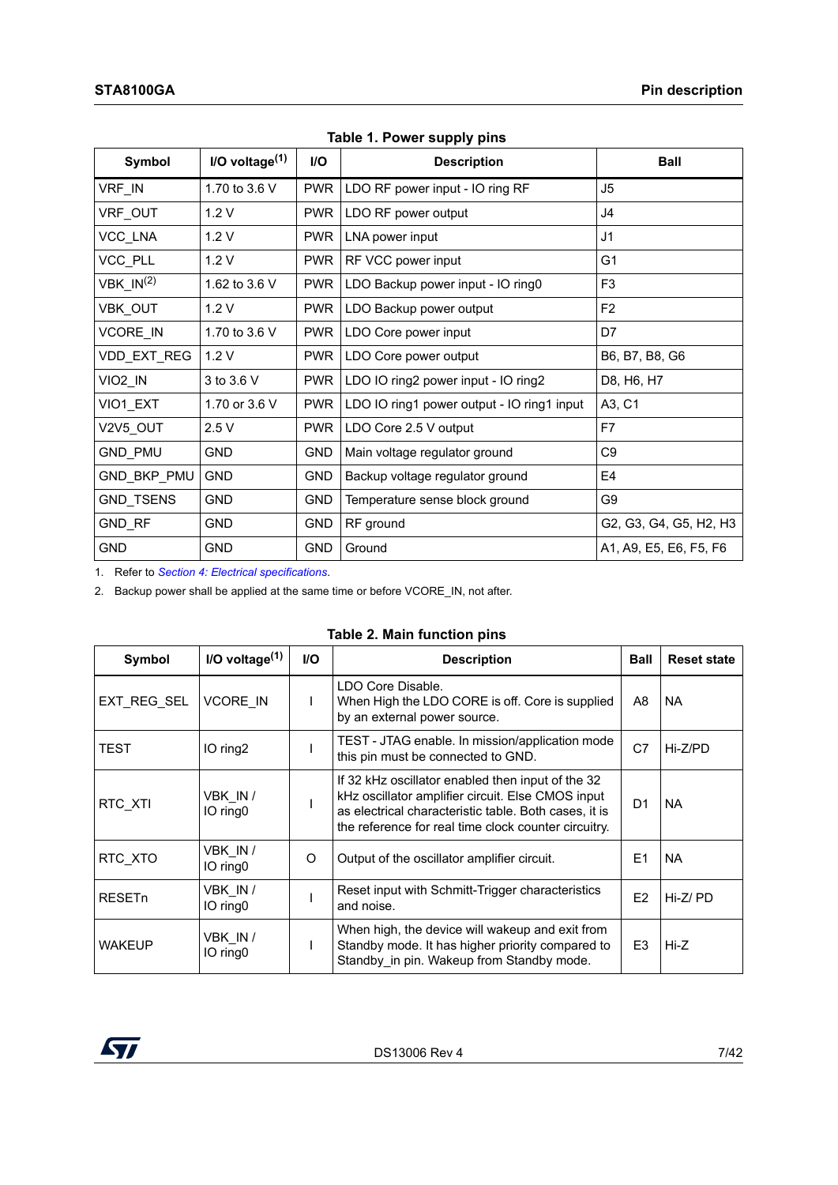**Table 1. Power supply pins**

| Symbol | I/O voltage[1] | I/O | Description | Ball |
|---|---|---|---|---|
| VRF_IN | 1.70 to 3.6 V | PWR | LDO RF power input - IO ring RF | J5 |
| VRF_OUT | 1.2 V | PWR | LDO RF power output | J4 |
| VCC_LNA | 1.2 V | PWR | LNA power input | J1 |
| VCC_PLL | 1.2 V | PWR | RF VCC power input | G1 |
| VBK_IN[2] | 1.62 to 3.6 V | PWR | LDO Backup power input - IO ring0 | F3 |
| VBK_OUT | 1.2 V | PWR | LDO Backup power output | F2 |
| VCORE_IN | 1.70 to 3.6 V | PWR | LDO Core power input | D7 |
| VDD_EXT_REG | 1.2 V | PWR | LDO Core power output | B6, B7, B8, G6 |
| VIO2_IN | 3 to 3.6 V | PWR | LDO IO ring2 power input - IO ring2 | D8, H6, H7 |
| VIO1_EXT | 1.70 or 3.6 V | PWR | LDO IO ring1 power output - IO ring1 input | A3, C1 |
| V2V5_OUT | 2.5 V | PWR | LDO Core 2.5 V output | F7 |
| GND_PMU | GND | GND | Main voltage regulator ground | C9 |
| GND_BKP_PMU | GND | GND | Backup voltage regulator ground | E4 |
| GND_TSENS | GND | GND | Temperature sense block ground | G9 |
| GND_RF | GND | GND | RF ground | G2, G3, G4, G5, H2, H3 |
| GND | GND | GND | Ground | A1, A9, E5, E6, F5, F6 |

1. Refer to *Section 4: Electrical specifications*.
2. Backup power shall be applied at the same time or before VCORE_IN, not after.

**Table 2. Main function pins**

| Symbol | I/O voltage[1] | I/O | Description | Ball | Reset state |
|---|---|---|---|---|---|
| EXT_REG_SEL | VCORE_IN | I | LDO Core Disable. When High the LDO CORE is off. Core is supplied by an external power source. | A8 | NA |
| TEST | IO ring2 | I | TEST - JTAG enable. In mission/application mode this pin must be connected to GND. | C7 | Hi-Z/PD |
| RTC_XTI | VBK_IN / IO ring0 | I | If 32 kHz oscillator enabled then input of the 32 kHz oscillator amplifier circuit. Else CMOS input as electrical characteristic table. Both cases, it is the reference for real time clock counter circuitry. | D1 | NA |
| RTC_XTO | VBK_IN / IO ring0 | O | Output of the oscillator amplifier circuit. | E1 | NA |
| RESETn | VBK_IN / IO ring0 | I | Reset input with Schmitt-Trigger characteristics and noise. | E2 | Hi-Z/ PD |
| WAKEUP | VBK_IN / IO ring0 | I | When high, the device will wakeup and exit from Standby mode. It has higher priority compared to Standby_in pin. Wakeup from Standby mode. | E3 | Hi-Z |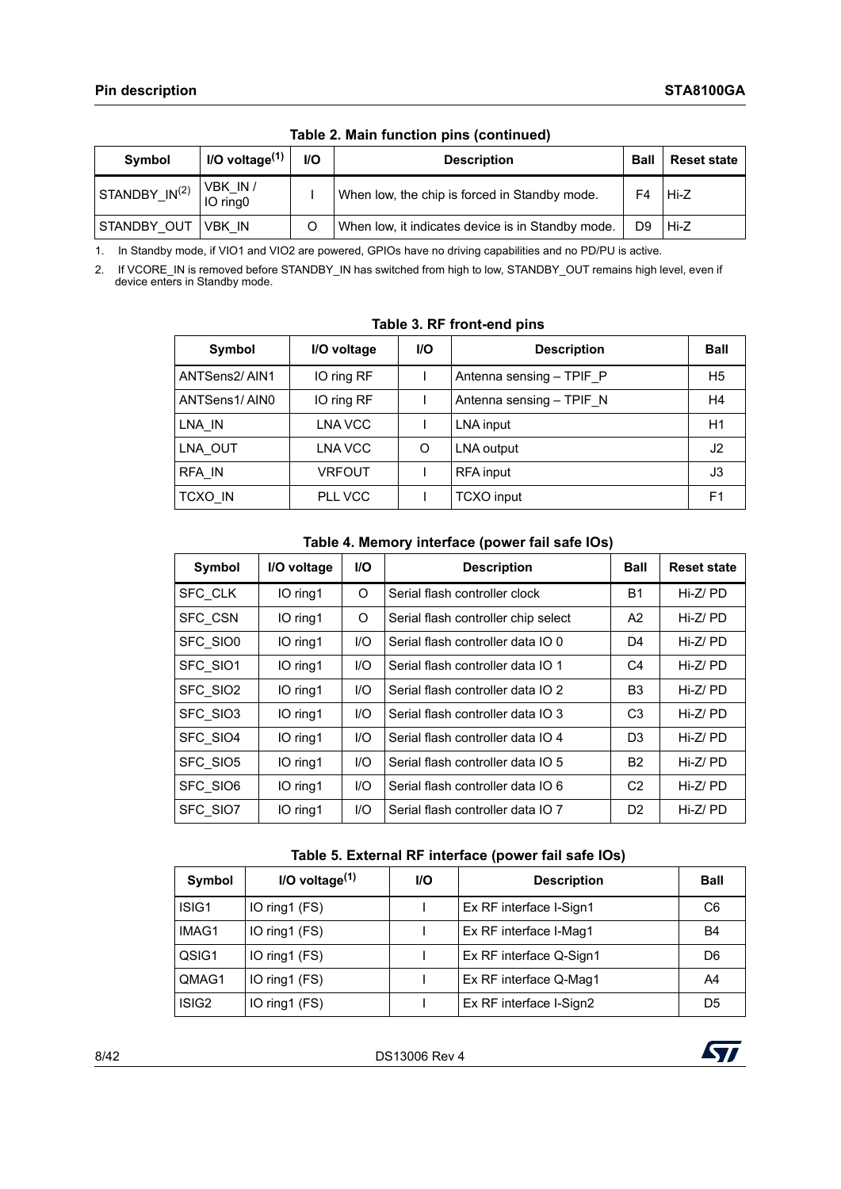**Table 2. Main function pins (continued)**

| Symbol | I/O voltage[1] | I/O | Description | Ball | Reset state |
|---|---|---|---|---|---|
| STANDBY_IN[2] | VBK_IN / IO ring0 | I | When low, the chip is forced in Standby mode. | F4 | Hi-Z |
| STANDBY_OUT | VBK_IN | O | When low, it indicates device is in Standby mode. | D9 | Hi-Z |

1. In Standby mode, if VIO1 and VIO2 are powered, GPIOs have no driving capabilities and no PD/PU is active.
2. If VCORE_IN is removed before STANDBY_IN has switched from high to low, STANDBY_OUT remains high level, even if device enters in Standby mode.

**Table 3. RF front-end pins**

| Symbol | I/O voltage | I/O | Description | Ball |
|---|---|---|---|---|
| ANTSens2/ AIN1 | IO ring RF | I | Antenna sensing – TPIF_P | H5 |
| ANTSens1/ AIN0 | IO ring RF | I | Antenna sensing – TPIF_N | H4 |
| LNA_IN | LNA VCC | I | LNA input | H1 |
| LNA_OUT | LNA VCC | O | LNA output | J2 |
| RFA_IN | VRFOUT | I | RFA input | J3 |
| TCXO_IN | PLL VCC | I | TCXO input | F1 |

**Table 4. Memory interface (power fail safe IOs)**

| Symbol | I/O voltage | I/O | Description | Ball | Reset state |
|---|---|---|---|---|---|
| SFC_CLK | IO ring1 | O | Serial flash controller clock | B1 | Hi-Z/ PD |
| SFC_CSN | IO ring1 | O | Serial flash controller chip select | A2 | Hi-Z/ PD |
| SFC_SIO0 | IO ring1 | I/O | Serial flash controller data IO 0 | D4 | Hi-Z/ PD |
| SFC_SIO1 | IO ring1 | I/O | Serial flash controller data IO 1 | C4 | Hi-Z/ PD |
| SFC_SIO2 | IO ring1 | I/O | Serial flash controller data IO 2 | B3 | Hi-Z/ PD |
| SFC_SIO3 | IO ring1 | I/O | Serial flash controller data IO 3 | C3 | Hi-Z/ PD |
| SFC_SIO4 | IO ring1 | I/O | Serial flash controller data IO 4 | D3 | Hi-Z/ PD |
| SFC_SIO5 | IO ring1 | I/O | Serial flash controller data IO 5 | B2 | Hi-Z/ PD |
| SFC_SIO6 | IO ring1 | I/O | Serial flash controller data IO 6 | C2 | Hi-Z/ PD |
| SFC_SIO7 | IO ring1 | I/O | Serial flash controller data IO 7 | D2 | Hi-Z/ PD |

**Table 5. External RF interface (power fail safe IOs)**

| Symbol | I/O voltage[1] | I/O | Description | Ball |
|---|---|---|---|---|
| ISIG1 | IO ring1 (FS) | I | Ex RF interface I-Sign1 | C6 |
| IMAG1 | IO ring1 (FS) | I | Ex RF interface I-Mag1 | B4 |
| QSIG1 | IO ring1 (FS) | I | Ex RF interface Q-Sign1 | D6 |
| QMAG1 | IO ring1 (FS) | I | Ex RF interface Q-Mag1 | A4 |
| ISIG2 | IO ring1 (FS) | I | Ex RF interface I-Sign2 | D5 |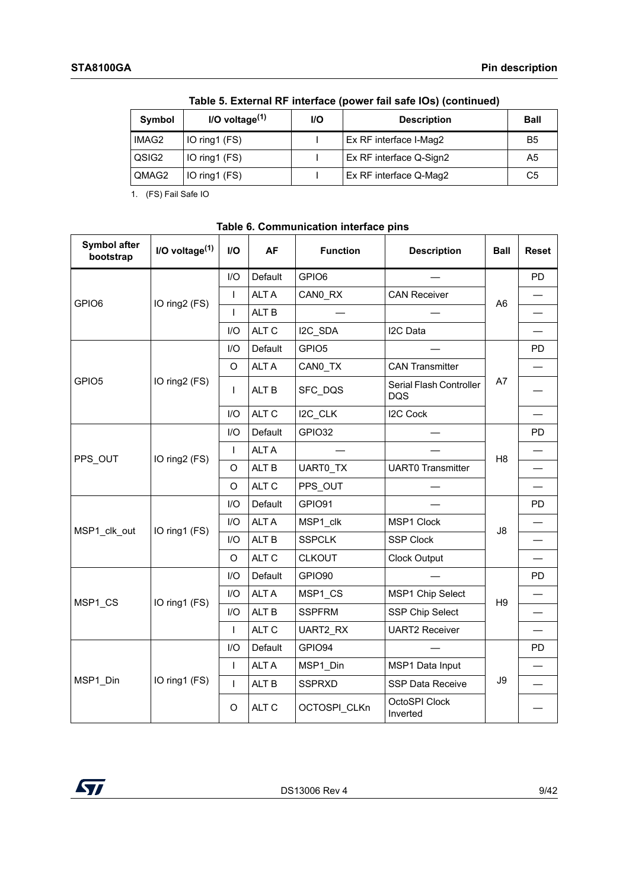**Table 5. External RF interface (power fail safe IOs) (continued)**

| Symbol | I/O voltage[(1)] | I/O | Description | Ball |
|---|---|---|---|---|
| IMAG2 | IO ring1 (FS) | I | Ex RF interface I-Mag2 | B5 |
| QSIG2 | IO ring1 (FS) | I | Ex RF interface Q-Sign2 | A5 |
| QMAG2 | IO ring1 (FS) | I | Ex RF interface Q-Mag2 | C5 |

1. (FS) Fail Safe IO

**Table 6. Communication interface pins**

| Symbol after bootstrap | I/O voltage[(1)] | I/O | AF | Function | Description | Ball | Reset |
|---|---|---|---|---|---|---|---|
| GPIO6 | IO ring2 (FS) | I/O | Default | GPIO6 | — | A6 | PD |
| | | I | ALT A | CAN0_RX | CAN Receiver | | — |
| | | I | ALT B | — | — | | — |
| | | I/O | ALT C | I2C_SDA | I2C Data | | — |
| GPIO5 | IO ring2 (FS) | I/O | Default | GPIO5 | — | A7 | PD |
| | | O | ALT A | CAN0_TX | CAN Transmitter | | — |
| | | I | ALT B | SFC_DQS | Serial Flash Controller DQS | | — |
| | | I/O | ALT C | I2C_CLK | I2C Cock | | — |
| PPS_OUT | IO ring2 (FS) | I/O | Default | GPIO32 | — | H8 | PD |
| | | I | ALT A | — | — | | — |
| | | O | ALT B | UART0_TX | UART0 Transmitter | | — |
| | | O | ALT C | PPS_OUT | — | | — |
| MSP1_clk_out | IO ring1 (FS) | I/O | Default | GPIO91 | — | J8 | PD |
| | | I/O | ALT A | MSP1_clk | MSP1 Clock | | — |
| | | I/O | ALT B | SSPCLK | SSP Clock | | — |
| | | O | ALT C | CLKOUT | Clock Output | | — |
| MSP1_CS | IO ring1 (FS) | I/O | Default | GPIO90 | — | H9 | PD |
| | | I/O | ALT A | MSP1_CS | MSP1 Chip Select | | — |
| | | I/O | ALT B | SSPFRM | SSP Chip Select | | — |
| | | I | ALT C | UART2_RX | UART2 Receiver | | — |
| MSP1_Din | IO ring1 (FS) | I/O | Default | GPIO94 | — | J9 | PD |
| | | I | ALT A | MSP1_Din | MSP1 Data Input | | — |
| | | I | ALT B | SSPRXD | SSP Data Receive | | — |
| | | O | ALT C | OCTOSPI_CLKn | OctoSPI Clock Inverted | | — |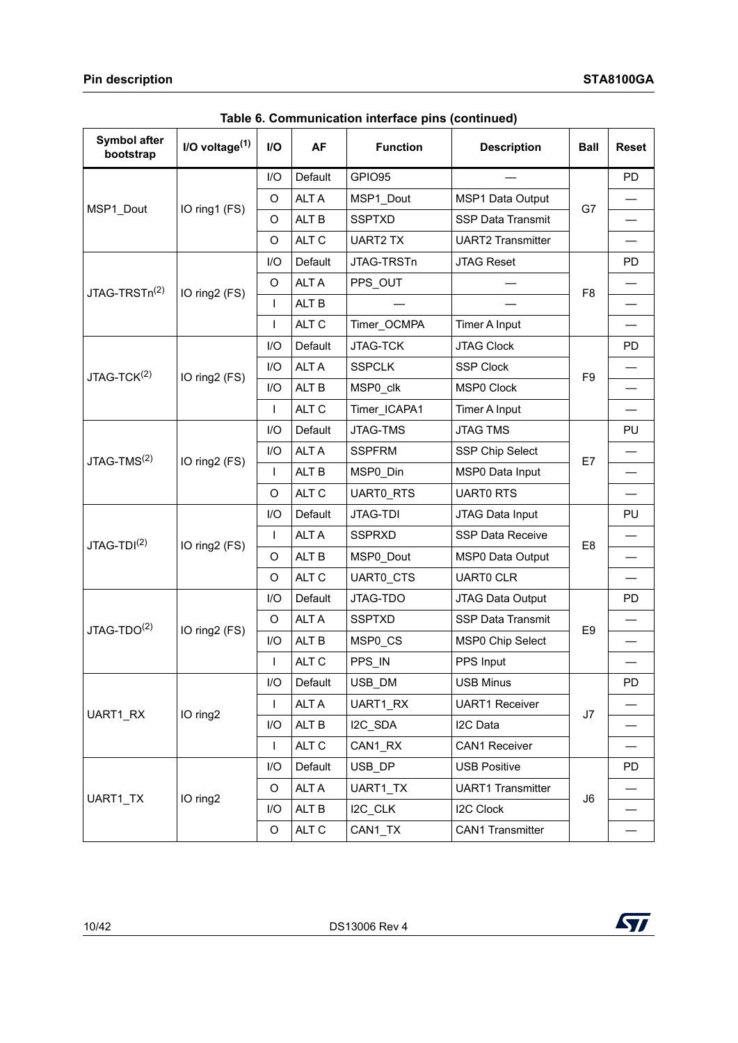**Table 6. Communication interface pins (continued)**

| Symbol after bootstrap | I/O voltage(1) | I/O | AF | Function | Description | Ball | Reset |
|---|---|---|---|---|---|---|---|
| MSP1_Dout | IO ring1 (FS) | I/O | Default | GPIO95 | — | G7 | PD |
| | | O | ALT A | MSP1_Dout | MSP1 Data Output | | — |
| | | O | ALT B | SSPTXD | SSP Data Transmit | | — |
| | | O | ALT C | UART2 TX | UART2 Transmitter | | — |
| JTAG-TRSTn(2) | IO ring2 (FS) | I/O | Default | JTAG-TRSTn | JTAG Reset | F8 | PD |
| | | O | ALT A | PPS_OUT | — | | — |
| | | I | ALT B | — | — | | — |
| | | I | ALT C | Timer_OCMPA | Timer A Input | | — |
| JTAG-TCK(2) | IO ring2 (FS) | I/O | Default | JTAG-TCK | JTAG Clock | F9 | PD |
| | | I/O | ALT A | SSPCLK | SSP Clock | | — |
| | | I/O | ALT B | MSP0_clk | MSP0 Clock | | — |
| | | I | ALT C | Timer_ICAPA1 | Timer A Input | | — |
| JTAG-TMS(2) | IO ring2 (FS) | I/O | Default | JTAG-TMS | JTAG TMS | E7 | PU |
| | | I/O | ALT A | SSPFRM | SSP Chip Select | | — |
| | | I | ALT B | MSP0_Din | MSP0 Data Input | | — |
| | | O | ALT C | UART0_RTS | UART0 RTS | | — |
| JTAG-TDI(2) | IO ring2 (FS) | I/O | Default | JTAG-TDI | JTAG Data Input | E8 | PU |
| | | I | ALT A | SSPRXD | SSP Data Receive | | — |
| | | O | ALT B | MSP0_Dout | MSP0 Data Output | | — |
| | | O | ALT C | UART0_CTS | UART0 CLR | | — |
| JTAG-TDO(2) | IO ring2 (FS) | I/O | Default | JTAG-TDO | JTAG Data Output | E9 | PD |
| | | O | ALT A | SSPTXD | SSP Data Transmit | | — |
| | | I/O | ALT B | MSP0_CS | MSP0 Chip Select | | — |
| | | I | ALT C | PPS_IN | PPS Input | | — |
| UART1_RX | IO ring2 | I/O | Default | USB_DM | USB Minus | J7 | PD |
| | | I | ALT A | UART1_RX | UART1 Receiver | | — |
| | | I/O | ALT B | I2C_SDA | I2C Data | | — |
| | | I | ALT C | CAN1_RX | CAN1 Receiver | | — |
| UART1_TX | IO ring2 | I/O | Default | USB_DP | USB Positive | J6 | PD |
| | | O | ALT A | UART1_TX | UART1 Transmitter | | — |
| | | I/O | ALT B | I2C_CLK | I2C Clock | | — |
| | | O | ALT C | CAN1_TX | CAN1 Transmitter | | — |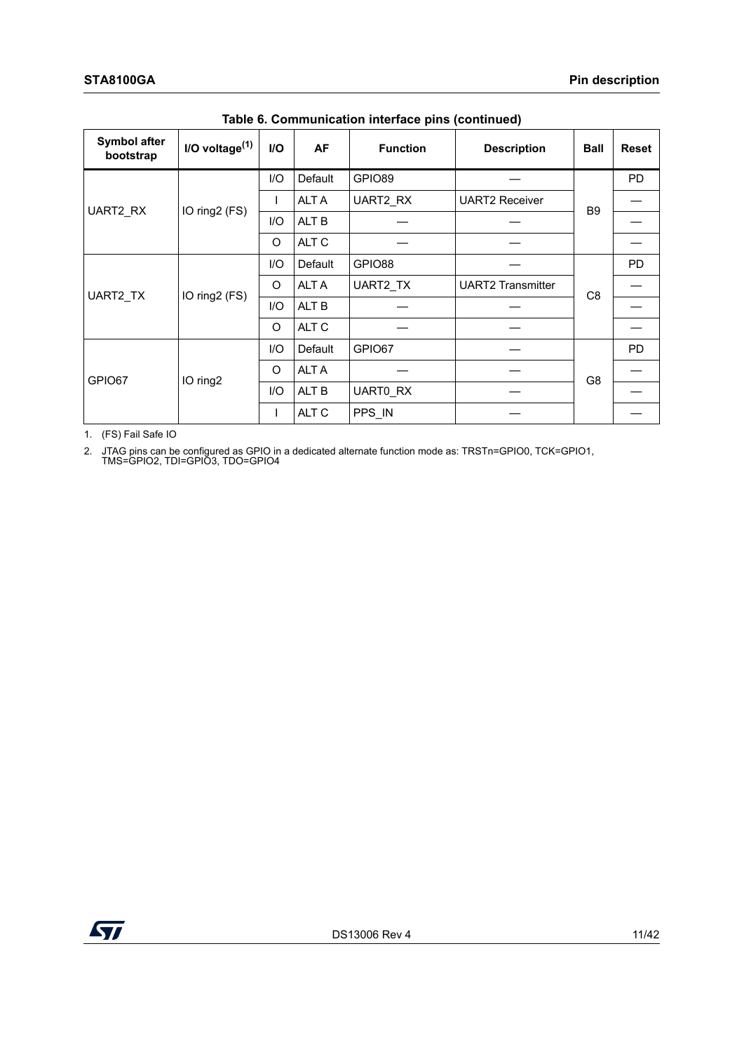**Table 6. Communication interface pins (continued)**

| Symbol after bootstrap | I/O voltage[1] | I/O | AF | Function | Description | Ball | Reset |
|---|---|---|---|---|---|---|---|
| UART2_RX | IO ring2 (FS) | I/O | Default | GPIO89 | — | B9 | PD |
| | | I | ALT A | UART2_RX | UART2 Receiver | | — |
| | | I/O | ALT B | — | — | | — |
| | | O | ALT C | — | — | | — |
| UART2_TX | IO ring2 (FS) | I/O | Default | GPIO88 | — | C8 | PD |
| | | O | ALT A | UART2_TX | UART2 Transmitter | | — |
| | | I/O | ALT B | — | — | | — |
| | | O | ALT C | — | — | | — |
| GPIO67 | IO ring2 | I/O | Default | GPIO67 | — | G8 | PD |
| | | O | ALT A | — | — | | — |
| | | I/O | ALT B | UART0_RX | — | | — |
| | | I | ALT C | PPS_IN | — | | — |

1. (FS) Fail Safe IO
2. JTAG pins can be configured as GPIO in a dedicated alternate function mode as: TRSTn=GPIO0, TCK=GPIO1, TMS=GPIO2, TDI=GPIO3, TDO=GPIO4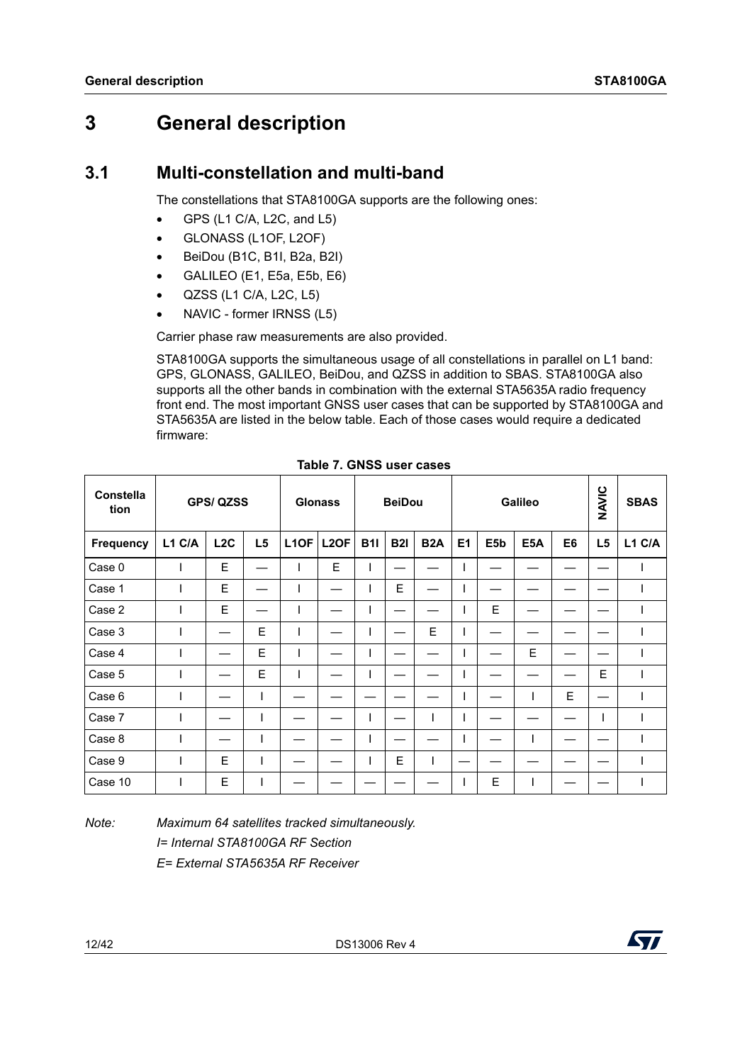# 3 General description

## 3.1 Multi-constellation and multi-band

The constellations that STA8100GA supports are the following ones:

- GPS (L1 C/A, L2C, and L5)
- GLONASS (L1OF, L2OF)
- BeiDou (B1C, B1I, B2a, B2I)
- GALILEO (E1, E5a, E5b, E6)
- QZSS (L1 C/A, L2C, L5)
- NAVIC - former IRNSS (L5)

Carrier phase raw measurements are also provided.

STA8100GA supports the simultaneous usage of all constellations in parallel on L1 band: GPS, GLONASS, GALILEO, BeiDou, and QZSS in addition to SBAS. STA8100GA also supports all the other bands in combination with the external STA5635A radio frequency front end. The most important GNSS user cases that can be supported by STA8100GA and STA5635A are listed in the below table. Each of those cases would require a dedicated firmware:

**Table 7. GNSS user cases**

| Constellation | GPS/ QZSS | | | Glonass | | BeiDou | | | Galileo | | | | NAVIC | SBAS |
|---|---|---|---|---|---|---|---|---|---|---|---|---|---|---|
| Frequency | L1 C/A | L2C | L5 | L1OF | L2OF | B1I | B2I | B2A | E1 | E5b | E5A | E6 | L5 | L1 C/A |
| Case 0 | I | E | — | I | E | I | — | — | I | — | — | — | — | I |
| Case 1 | I | E | — | I | — | I | E | — | I | — | — | — | — | I |
| Case 2 | I | E | — | I | — | I | — | — | I | E | — | — | — | I |
| Case 3 | I | — | E | I | — | I | — | E | I | — | — | — | — | I |
| Case 4 | I | — | E | I | — | I | — | — | I | — | E | — | — | I |
| Case 5 | I | — | E | I | — | I | — | — | I | — | — | — | E | I |
| Case 6 | I | — | I | — | — | — | — | — | I | — | I | E | — | I |
| Case 7 | I | — | I | — | — | I | — | I | I | — | — | — | I | I |
| Case 8 | I | — | I | — | — | I | — | — | I | — | I | — | — | I |
| Case 9 | I | E | I | — | — | I | E | I | — | — | — | — | — | I |
| Case 10 | I | E | I | — | — | — | — | — | I | E | I | — | — | I |

*Note: Maximum 64 satellites tracked simultaneously.*
*I= Internal STA8100GA RF Section*
*E= External STA5635A RF Receiver*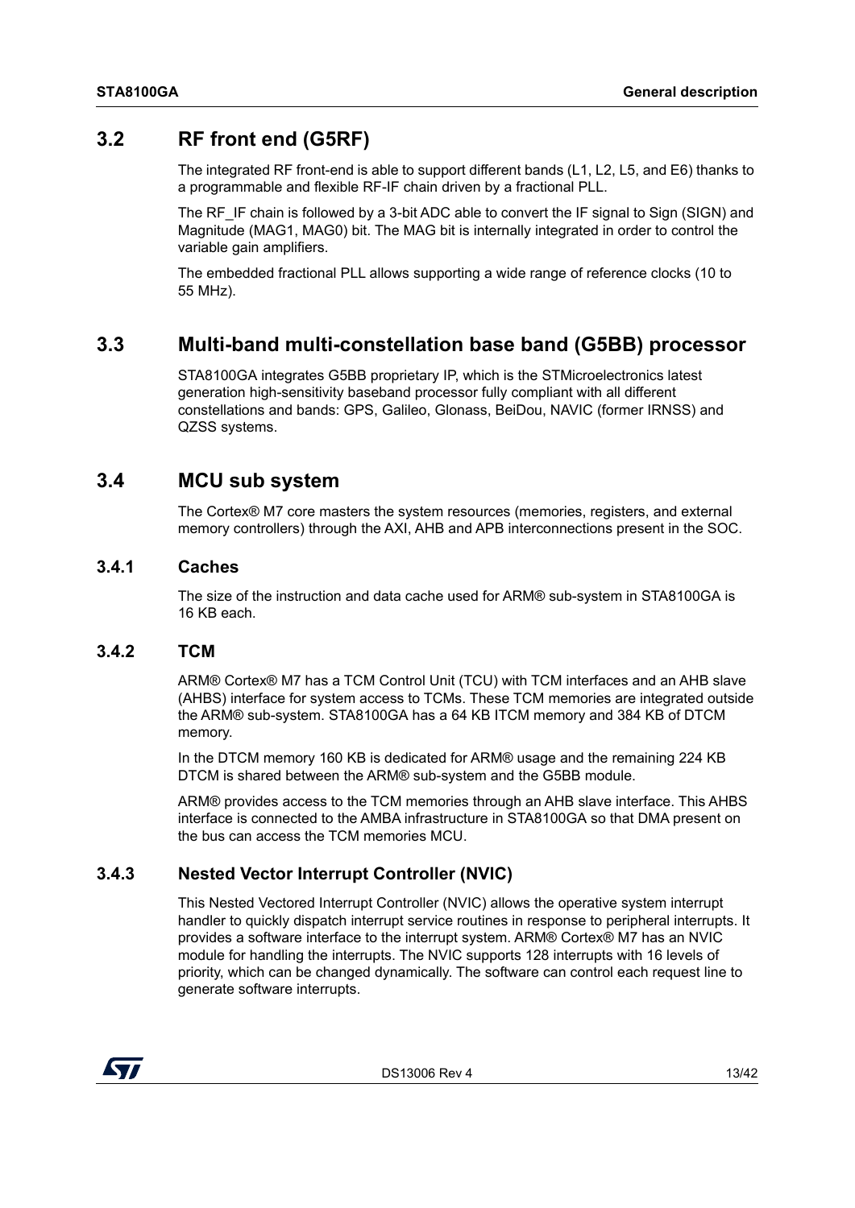## 3.2 RF front end (G5RF)

The integrated RF front-end is able to support different bands (L1, L2, L5, and E6) thanks to a programmable and flexible RF-IF chain driven by a fractional PLL.

The RF_IF chain is followed by a 3-bit ADC able to convert the IF signal to Sign (SIGN) and Magnitude (MAG1, MAG0) bit. The MAG bit is internally integrated in order to control the variable gain amplifiers.

The embedded fractional PLL allows supporting a wide range of reference clocks (10 to 55 MHz).

## 3.3 Multi-band multi-constellation base band (G5BB) processor

STA8100GA integrates G5BB proprietary IP, which is the STMicroelectronics latest generation high-sensitivity baseband processor fully compliant with all different constellations and bands: GPS, Galileo, Glonass, BeiDou, NAVIC (former IRNSS) and QZSS systems.

## 3.4 MCU sub system

The Cortex® M7 core masters the system resources (memories, registers, and external memory controllers) through the AXI, AHB and APB interconnections present in the SOC.

### 3.4.1 Caches

The size of the instruction and data cache used for ARM® sub-system in STA8100GA is 16 KB each.

### 3.4.2 TCM

ARM® Cortex® M7 has a TCM Control Unit (TCU) with TCM interfaces and an AHB slave (AHBS) interface for system access to TCMs. These TCM memories are integrated outside the ARM® sub-system. STA8100GA has a 64 KB ITCM memory and 384 KB of DTCM memory.

In the DTCM memory 160 KB is dedicated for ARM® usage and the remaining 224 KB DTCM is shared between the ARM® sub-system and the G5BB module.

ARM® provides access to the TCM memories through an AHB slave interface. This AHBS interface is connected to the AMBA infrastructure in STA8100GA so that DMA present on the bus can access the TCM memories MCU.

### 3.4.3 Nested Vector Interrupt Controller (NVIC)

This Nested Vectored Interrupt Controller (NVIC) allows the operative system interrupt handler to quickly dispatch interrupt service routines in response to peripheral interrupts. It provides a software interface to the interrupt system. ARM® Cortex® M7 has an NVIC module for handling the interrupts. The NVIC supports 128 interrupts with 16 levels of priority, which can be changed dynamically. The software can control each request line to generate software interrupts.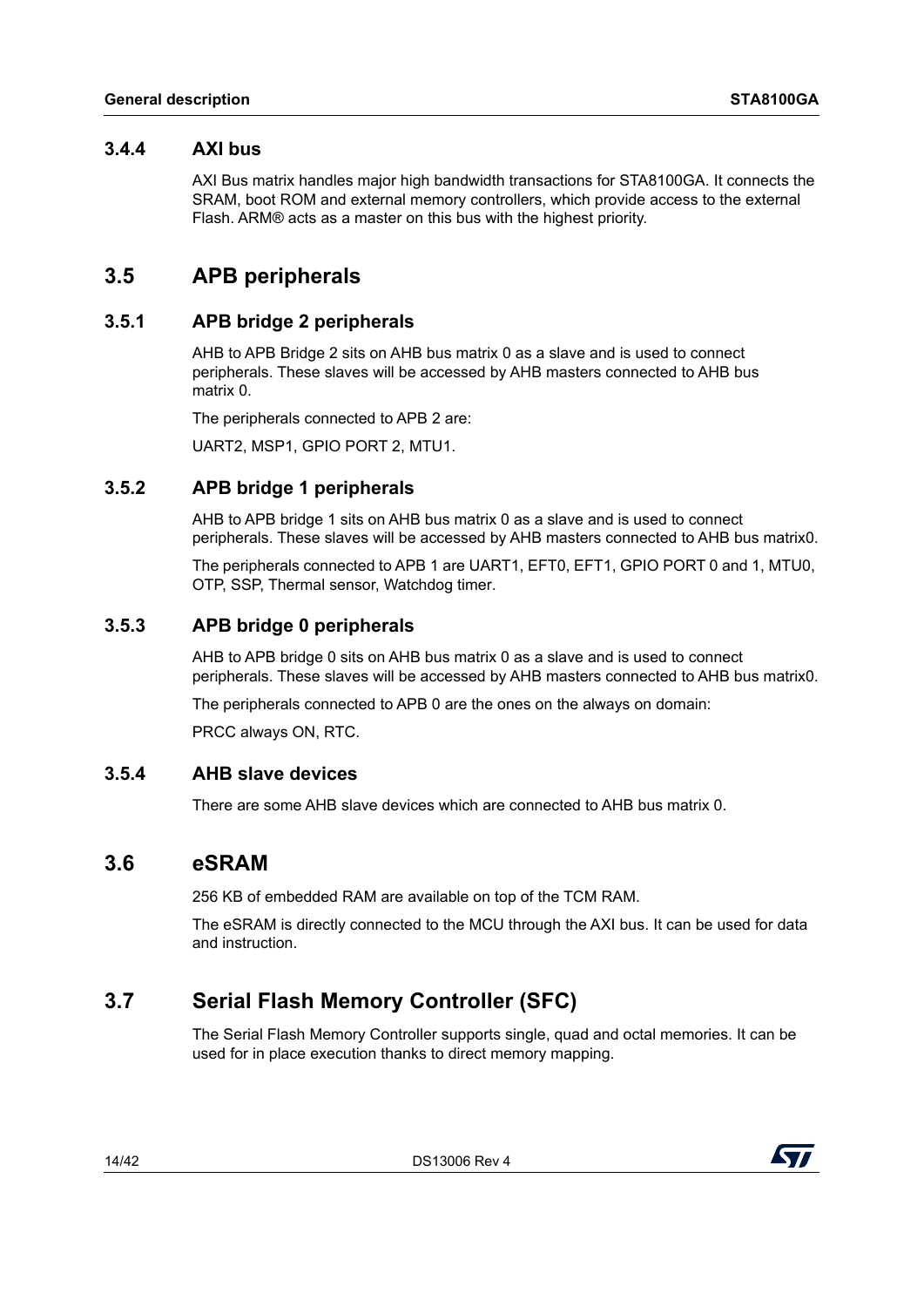### 3.4.4 AXI bus

AXI Bus matrix handles major high bandwidth transactions for STA8100GA. It connects the SRAM, boot ROM and external memory controllers, which provide access to the external Flash. ARM® acts as a master on this bus with the highest priority.

## 3.5 APB peripherals

### 3.5.1 APB bridge 2 peripherals

AHB to APB Bridge 2 sits on AHB bus matrix 0 as a slave and is used to connect peripherals. These slaves will be accessed by AHB masters connected to AHB bus matrix 0.

The peripherals connected to APB 2 are:

UART2, MSP1, GPIO PORT 2, MTU1.

### 3.5.2 APB bridge 1 peripherals

AHB to APB bridge 1 sits on AHB bus matrix 0 as a slave and is used to connect peripherals. These slaves will be accessed by AHB masters connected to AHB bus matrix0.

The peripherals connected to APB 1 are UART1, EFT0, EFT1, GPIO PORT 0 and 1, MTU0, OTP, SSP, Thermal sensor, Watchdog timer.

### 3.5.3 APB bridge 0 peripherals

AHB to APB bridge 0 sits on AHB bus matrix 0 as a slave and is used to connect peripherals. These slaves will be accessed by AHB masters connected to AHB bus matrix0.

The peripherals connected to APB 0 are the ones on the always on domain:

PRCC always ON, RTC.

### 3.5.4 AHB slave devices

There are some AHB slave devices which are connected to AHB bus matrix 0.

## 3.6 eSRAM

256 KB of embedded RAM are available on top of the TCM RAM.

The eSRAM is directly connected to the MCU through the AXI bus. It can be used for data and instruction.

## 3.7 Serial Flash Memory Controller (SFC)

The Serial Flash Memory Controller supports single, quad and octal memories. It can be used for in place execution thanks to direct memory mapping.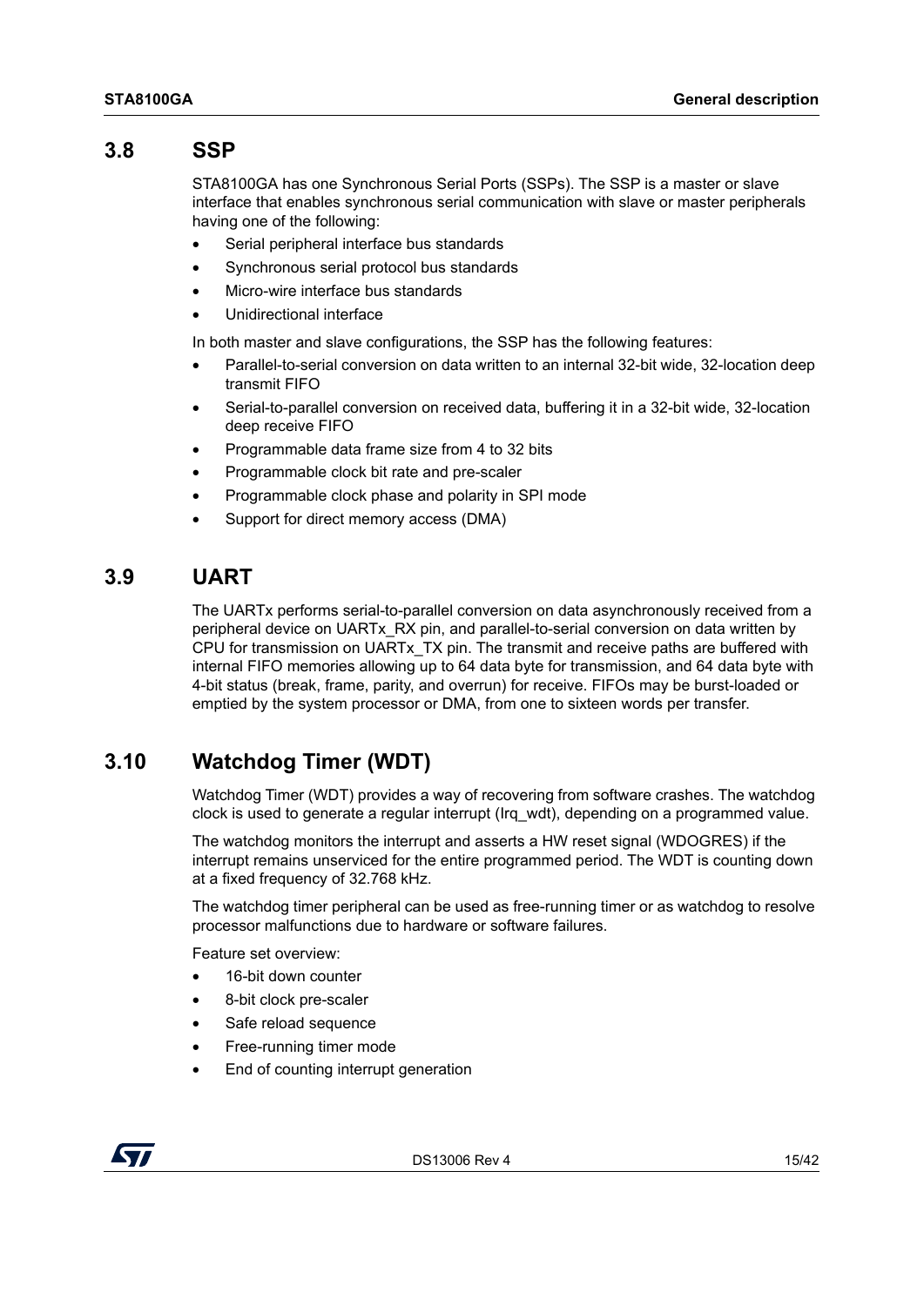## 3.8 SSP

STA8100GA has one Synchronous Serial Ports (SSPs). The SSP is a master or slave interface that enables synchronous serial communication with slave or master peripherals having one of the following:

- Serial peripheral interface bus standards
- Synchronous serial protocol bus standards
- Micro-wire interface bus standards
- Unidirectional interface

In both master and slave configurations, the SSP has the following features:

- Parallel-to-serial conversion on data written to an internal 32-bit wide, 32-location deep transmit FIFO
- Serial-to-parallel conversion on received data, buffering it in a 32-bit wide, 32-location deep receive FIFO
- Programmable data frame size from 4 to 32 bits
- Programmable clock bit rate and pre-scaler
- Programmable clock phase and polarity in SPI mode
- Support for direct memory access (DMA)

## 3.9 UART

The UARTx performs serial-to-parallel conversion on data asynchronously received from a peripheral device on UARTx_RX pin, and parallel-to-serial conversion on data written by CPU for transmission on UARTx_TX pin. The transmit and receive paths are buffered with internal FIFO memories allowing up to 64 data byte for transmission, and 64 data byte with 4-bit status (break, frame, parity, and overrun) for receive. FIFOs may be burst-loaded or emptied by the system processor or DMA, from one to sixteen words per transfer.

## 3.10 Watchdog Timer (WDT)

Watchdog Timer (WDT) provides a way of recovering from software crashes. The watchdog clock is used to generate a regular interrupt (Irq_wdt), depending on a programmed value.

The watchdog monitors the interrupt and asserts a HW reset signal (WDOGRES) if the interrupt remains unserviced for the entire programmed period. The WDT is counting down at a fixed frequency of 32.768 kHz.

The watchdog timer peripheral can be used as free-running timer or as watchdog to resolve processor malfunctions due to hardware or software failures.

Feature set overview:

- 16-bit down counter
- 8-bit clock pre-scaler
- Safe reload sequence
- Free-running timer mode
- End of counting interrupt generation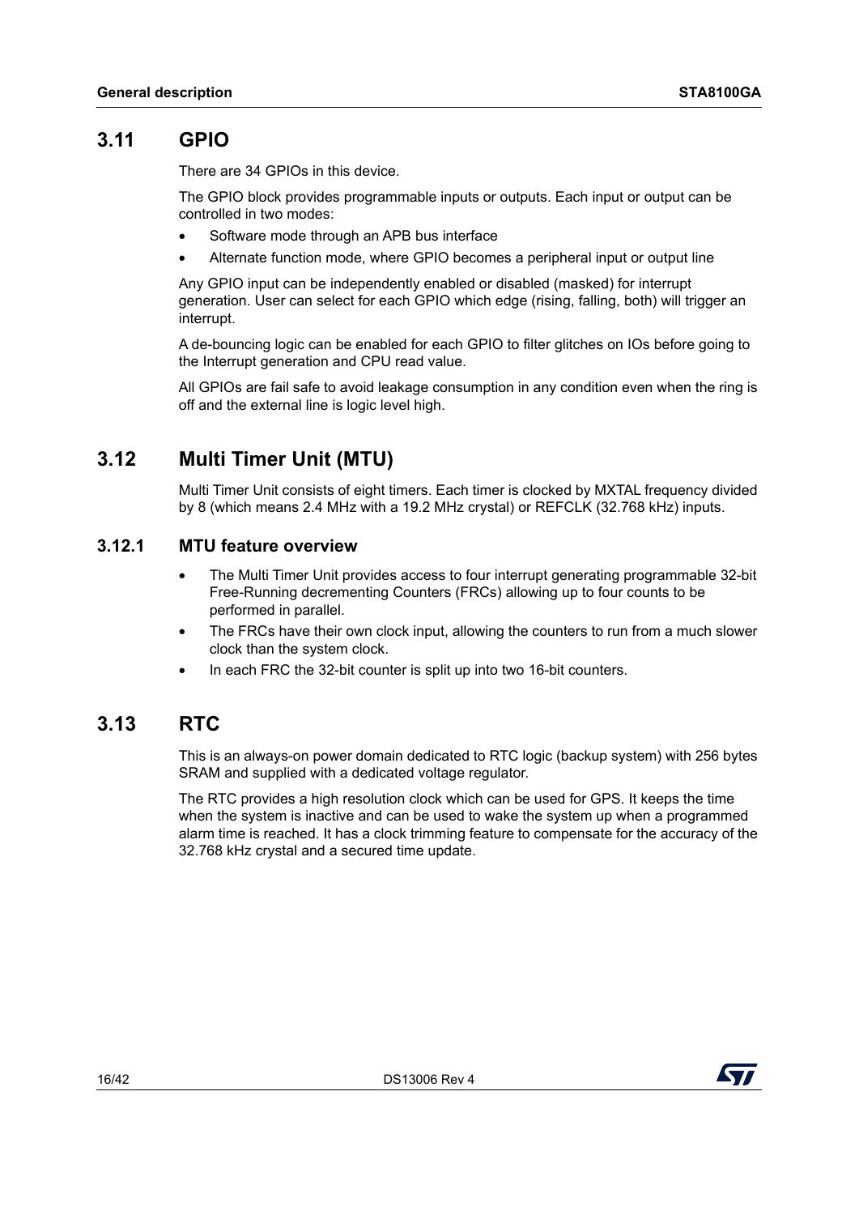## 3.11 GPIO

There are 34 GPIOs in this device.

The GPIO block provides programmable inputs or outputs. Each input or output can be controlled in two modes:

- Software mode through an APB bus interface
- Alternate function mode, where GPIO becomes a peripheral input or output line

Any GPIO input can be independently enabled or disabled (masked) for interrupt generation. User can select for each GPIO which edge (rising, falling, both) will trigger an interrupt.

A de-bouncing logic can be enabled for each GPIO to filter glitches on IOs before going to the Interrupt generation and CPU read value.

All GPIOs are fail safe to avoid leakage consumption in any condition even when the ring is off and the external line is logic level high.

## 3.12 Multi Timer Unit (MTU)

Multi Timer Unit consists of eight timers. Each timer is clocked by MXTAL frequency divided by 8 (which means 2.4 MHz with a 19.2 MHz crystal) or REFCLK (32.768 kHz) inputs.

### 3.12.1 MTU feature overview

- The Multi Timer Unit provides access to four interrupt generating programmable 32-bit Free-Running decrementing Counters (FRCs) allowing up to four counts to be performed in parallel.
- The FRCs have their own clock input, allowing the counters to run from a much slower clock than the system clock.
- In each FRC the 32-bit counter is split up into two 16-bit counters.

## 3.13 RTC

This is an always-on power domain dedicated to RTC logic (backup system) with 256 bytes SRAM and supplied with a dedicated voltage regulator.

The RTC provides a high resolution clock which can be used for GPS. It keeps the time when the system is inactive and can be used to wake the system up when a programmed alarm time is reached. It has a clock trimming feature to compensate for the accuracy of the 32.768 kHz crystal and a secured time update.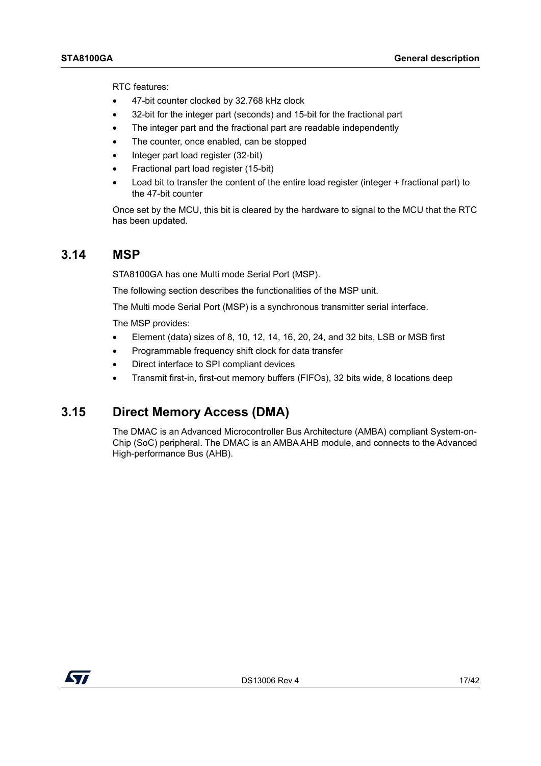RTC features:

- 47-bit counter clocked by 32.768 kHz clock
- 32-bit for the integer part (seconds) and 15-bit for the fractional part
- The integer part and the fractional part are readable independently
- The counter, once enabled, can be stopped
- Integer part load register (32-bit)
- Fractional part load register (15-bit)
- Load bit to transfer the content of the entire load register (integer + fractional part) to the 47-bit counter

Once set by the MCU, this bit is cleared by the hardware to signal to the MCU that the RTC has been updated.

## 3.14 MSP

STA8100GA has one Multi mode Serial Port (MSP).

The following section describes the functionalities of the MSP unit.

The Multi mode Serial Port (MSP) is a synchronous transmitter serial interface.

The MSP provides:

- Element (data) sizes of 8, 10, 12, 14, 16, 20, 24, and 32 bits, LSB or MSB first
- Programmable frequency shift clock for data transfer
- Direct interface to SPI compliant devices
- Transmit first-in, first-out memory buffers (FIFOs), 32 bits wide, 8 locations deep

## 3.15 Direct Memory Access (DMA)

The DMAC is an Advanced Microcontroller Bus Architecture (AMBA) compliant System-on-Chip (SoC) peripheral. The DMAC is an AMBA AHB module, and connects to the Advanced High-performance Bus (AHB).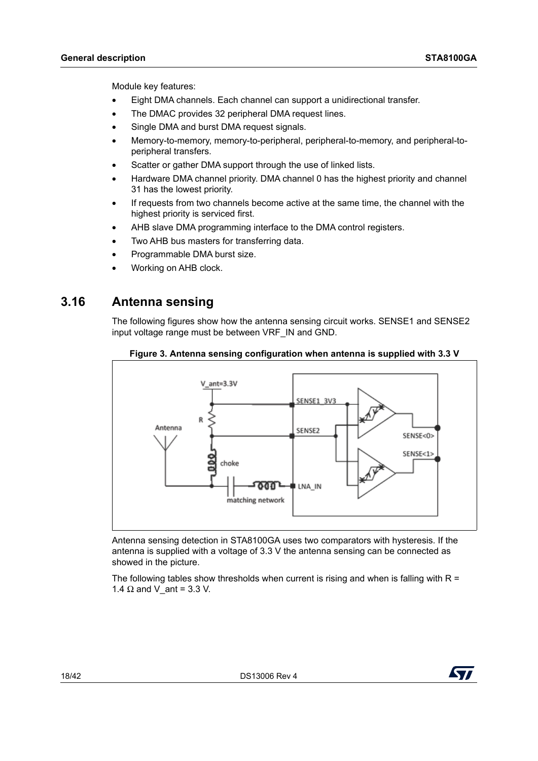Module key features:

- Eight DMA channels. Each channel can support a unidirectional transfer.
- The DMAC provides 32 peripheral DMA request lines.
- Single DMA and burst DMA request signals.
- Memory-to-memory, memory-to-peripheral, peripheral-to-memory, and peripheral-to-peripheral transfers.
- Scatter or gather DMA support through the use of linked lists.
- Hardware DMA channel priority. DMA channel 0 has the highest priority and channel 31 has the lowest priority.
- If requests from two channels become active at the same time, the channel with the highest priority is serviced first.
- AHB slave DMA programming interface to the DMA control registers.
- Two AHB bus masters for transferring data.
- Programmable DMA burst size.
- Working on AHB clock.

## 3.16 Antenna sensing

The following figures show how the antenna sensing circuit works. SENSE1 and SENSE2 input voltage range must be between VRF_IN and GND.

**Figure 3. Antenna sensing configuration when antenna is supplied with 3.3 V**

Antenna sensing detection in STA8100GA uses two comparators with hysteresis. If the antenna is supplied with a voltage of 3.3 V the antenna sensing can be connected as showed in the picture.

The following tables show thresholds when current is rising and when is falling with R = 1.4 Ω and V_ant = 3.3 V.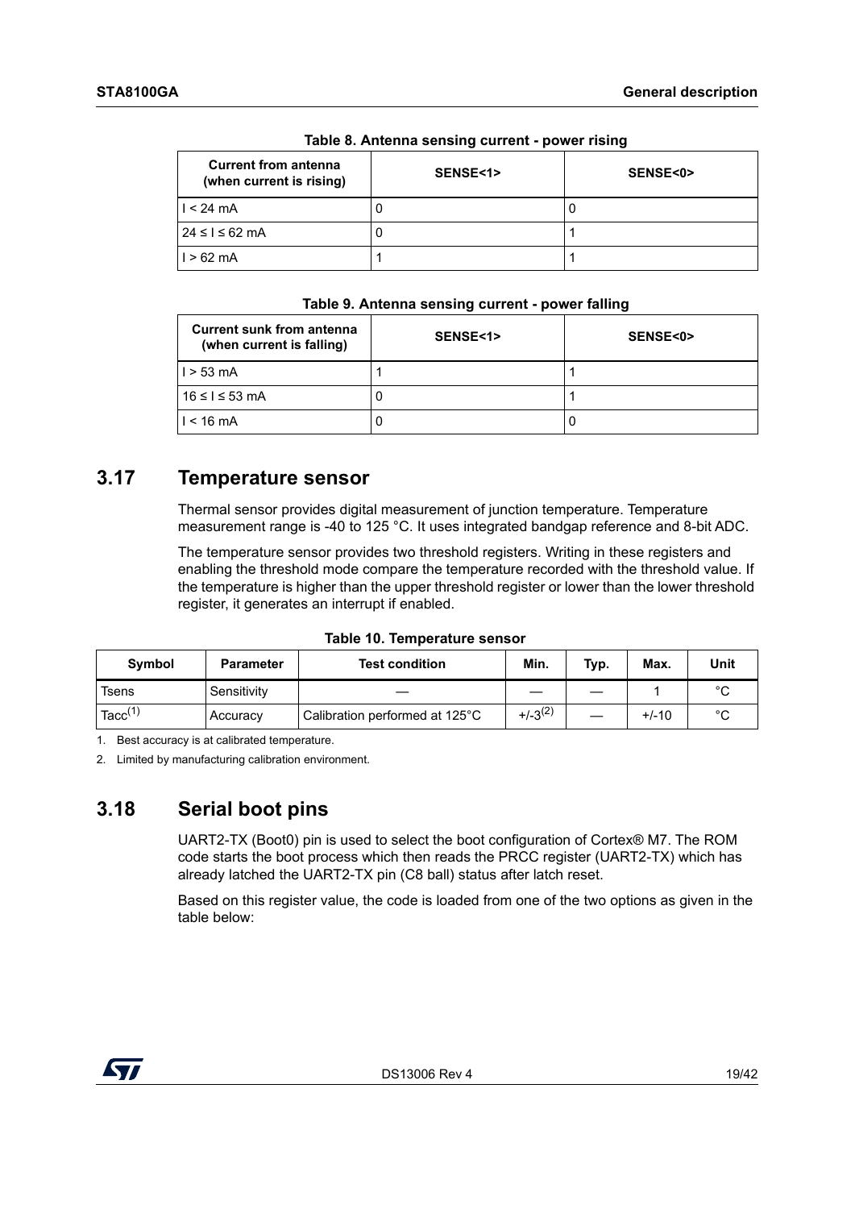**Table 8. Antenna sensing current - power rising**

| Current from antenna (when current is rising) | SENSE<1> | SENSE<0> |
|---|---|---|
| I < 24 mA | 0 | 0 |
| 24 ≤ I ≤ 62 mA | 0 | 1 |
| I > 62 mA | 1 | 1 |

**Table 9. Antenna sensing current - power falling**

| Current sunk from antenna (when current is falling) | SENSE<1> | SENSE<0> |
|---|---|---|
| I > 53 mA | 1 | 1 |
| 16 ≤ I ≤ 53 mA | 0 | 1 |
| I < 16 mA | 0 | 0 |

## 3.17 Temperature sensor

Thermal sensor provides digital measurement of junction temperature. Temperature measurement range is -40 to 125 °C. It uses integrated bandgap reference and 8-bit ADC.

The temperature sensor provides two threshold registers. Writing in these registers and enabling the threshold mode compare the temperature recorded with the threshold value. If the temperature is higher than the upper threshold register or lower than the lower threshold register, it generates an interrupt if enabled.

**Table 10. Temperature sensor**

| Symbol | Parameter | Test condition | Min. | Typ. | Max. | Unit |
|---|---|---|---|---|---|---|
| Tsens | Sensitivity | — | — | — | 1 | °C |
| Tacc(1) | Accuracy | Calibration performed at 125°C | +/-3(2) | — | +/-10 | °C |

1. Best accuracy is at calibrated temperature.
2. Limited by manufacturing calibration environment.

## 3.18 Serial boot pins

UART2-TX (Boot0) pin is used to select the boot configuration of Cortex® M7. The ROM code starts the boot process which then reads the PRCC register (UART2-TX) which has already latched the UART2-TX pin (C8 ball) status after latch reset.

Based on this register value, the code is loaded from one of the two options as given in the table below: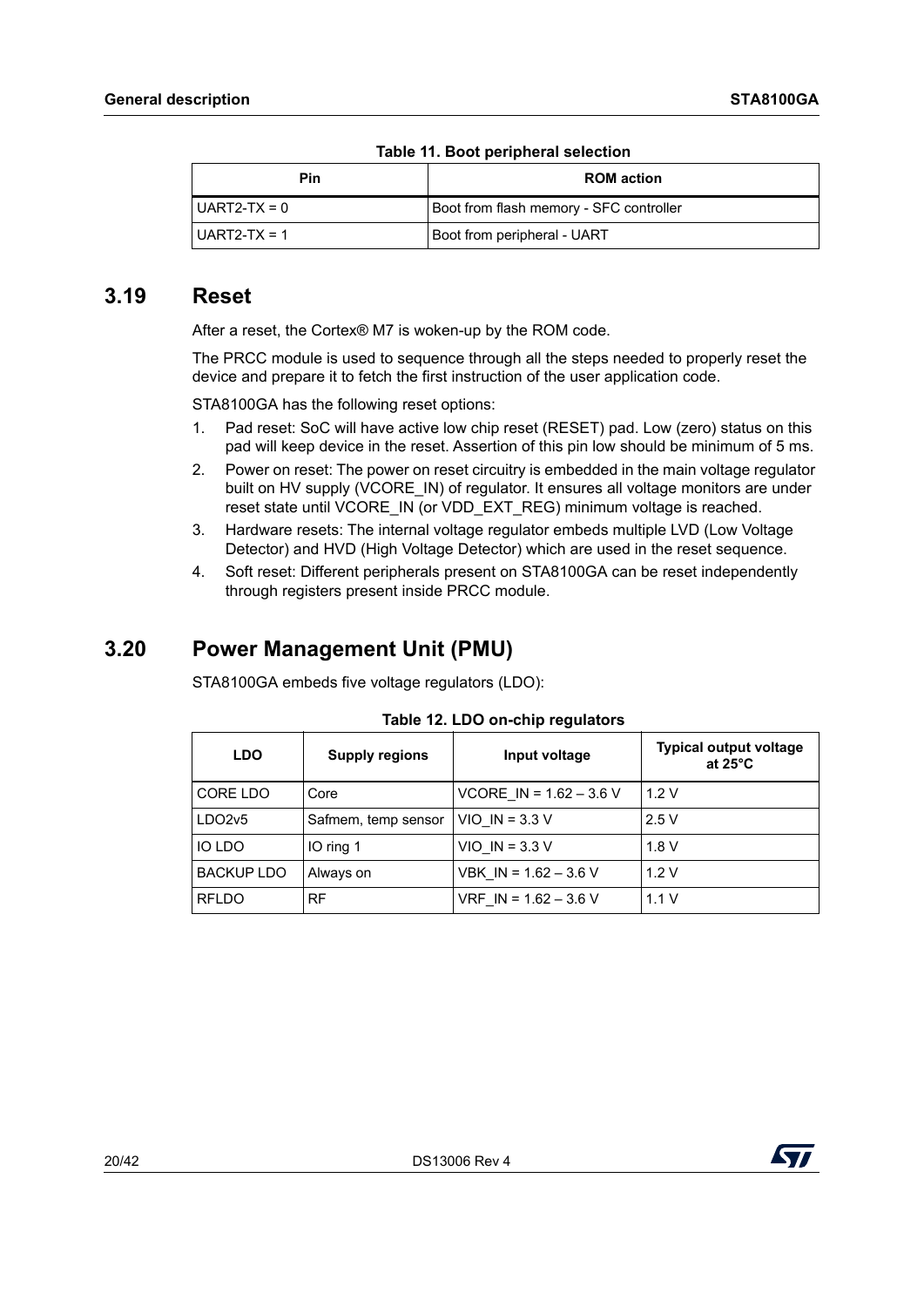Table 11. Boot peripheral selection

| Pin | ROM action |
|---|---|
| UART2-TX = 0 | Boot from flash memory - SFC controller |
| UART2-TX = 1 | Boot from peripheral - UART |

## 3.19 Reset

After a reset, the Cortex® M7 is woken-up by the ROM code.

The PRCC module is used to sequence through all the steps needed to properly reset the device and prepare it to fetch the first instruction of the user application code.

STA8100GA has the following reset options:

1. Pad reset: SoC will have active low chip reset (RESET) pad. Low (zero) status on this pad will keep device in the reset. Assertion of this pin low should be minimum of 5 ms.
2. Power on reset: The power on reset circuitry is embedded in the main voltage regulator built on HV supply (VCORE_IN) of regulator. It ensures all voltage monitors are under reset state until VCORE_IN (or VDD_EXT_REG) minimum voltage is reached.
3. Hardware resets: The internal voltage regulator embeds multiple LVD (Low Voltage Detector) and HVD (High Voltage Detector) which are used in the reset sequence.
4. Soft reset: Different peripherals present on STA8100GA can be reset independently through registers present inside PRCC module.

## 3.20 Power Management Unit (PMU)

STA8100GA embeds five voltage regulators (LDO):

Table 12. LDO on-chip regulators

| LDO | Supply regions | Input voltage | Typical output voltage at 25°C |
|---|---|---|---|
| CORE LDO | Core | VCORE_IN = 1.62 – 3.6 V | 1.2 V |
| LDO2v5 | Safmem, temp sensor | VIO_IN = 3.3 V | 2.5 V |
| IO LDO | IO ring 1 | VIO_IN = 3.3 V | 1.8 V |
| BACKUP LDO | Always on | VBK_IN = 1.62 – 3.6 V | 1.2 V |
| RFLDO | RF | VRF_IN = 1.62 – 3.6 V | 1.1 V |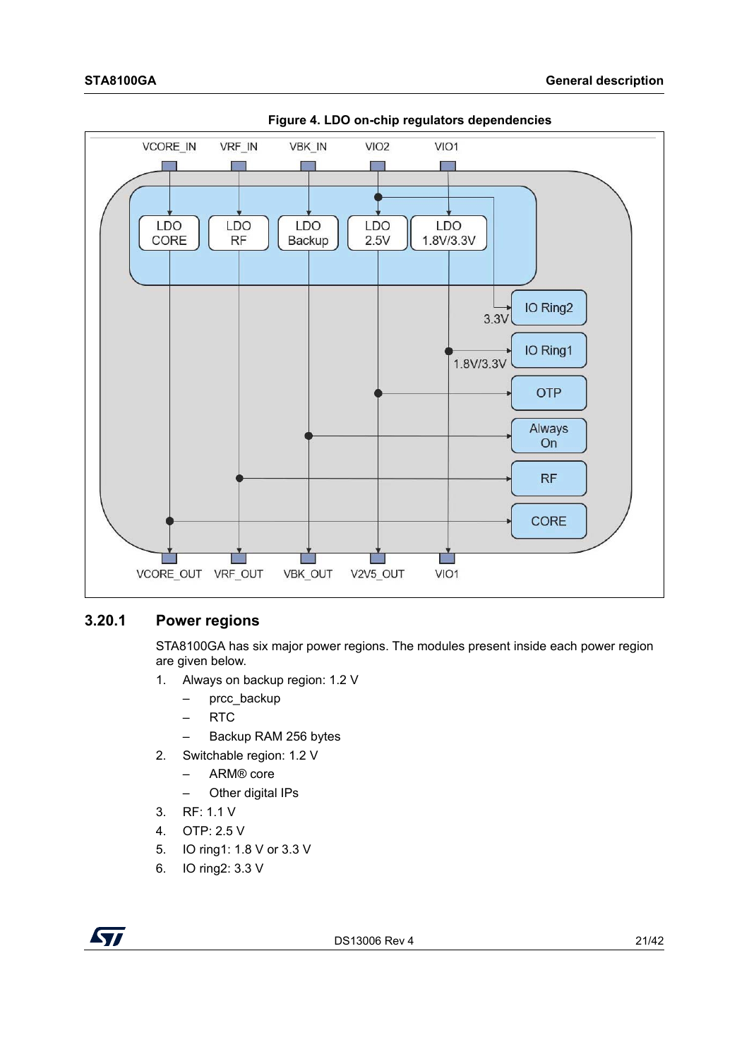**Figure 4. LDO on-chip regulators dependencies**

### 3.20.1 Power regions

STA8100GA has six major power regions. The modules present inside each power region are given below.

1. Always on backup region: 1.2 V
   - prcc_backup
   - RTC
   - Backup RAM 256 bytes
2. Switchable region: 1.2 V
   - ARM® core
   - Other digital IPs
3. RF: 1.1 V
4. OTP: 2.5 V
5. IO ring1: 1.8 V or 3.3 V
6. IO ring2: 3.3 V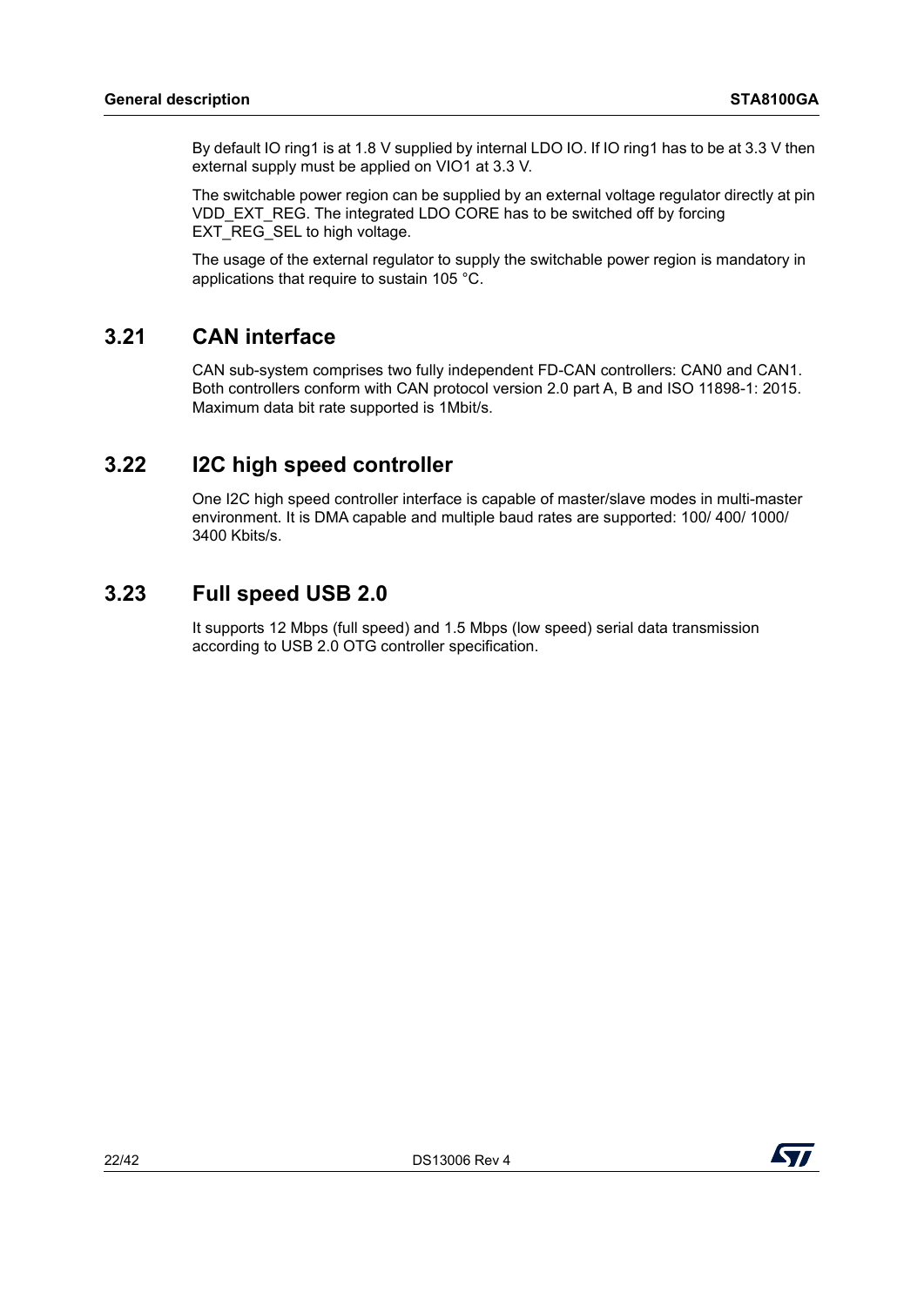By default IO ring1 is at 1.8 V supplied by internal LDO IO. If IO ring1 has to be at 3.3 V then external supply must be applied on VIO1 at 3.3 V.

The switchable power region can be supplied by an external voltage regulator directly at pin VDD_EXT_REG. The integrated LDO CORE has to be switched off by forcing EXT_REG_SEL to high voltage.

The usage of the external regulator to supply the switchable power region is mandatory in applications that require to sustain 105 °C.

## 3.21 CAN interface

CAN sub-system comprises two fully independent FD-CAN controllers: CAN0 and CAN1. Both controllers conform with CAN protocol version 2.0 part A, B and ISO 11898-1: 2015. Maximum data bit rate supported is 1Mbit/s.

## 3.22 I2C high speed controller

One I2C high speed controller interface is capable of master/slave modes in multi-master environment. It is DMA capable and multiple baud rates are supported: 100/ 400/ 1000/ 3400 Kbits/s.

## 3.23 Full speed USB 2.0

It supports 12 Mbps (full speed) and 1.5 Mbps (low speed) serial data transmission according to USB 2.0 OTG controller specification.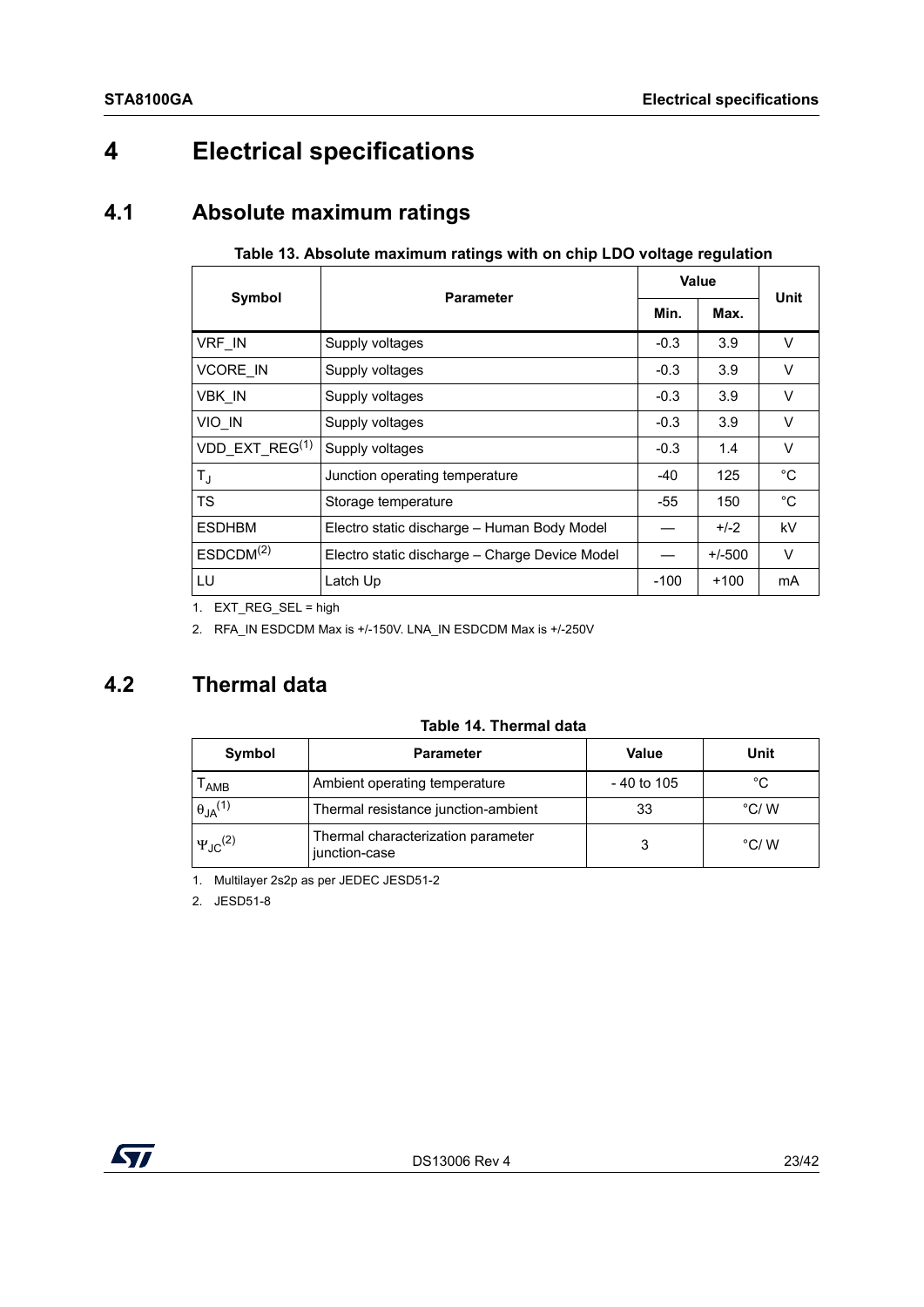# 4 Electrical specifications

## 4.1 Absolute maximum ratings

**Table 13. Absolute maximum ratings with on chip LDO voltage regulation**

| Symbol | Parameter | Value | | Unit |
|---|---|---|---|---|
| | | Min. | Max. | |
| VRF_IN | Supply voltages | -0.3 | 3.9 | V |
| VCORE_IN | Supply voltages | -0.3 | 3.9 | V |
| VBK_IN | Supply voltages | -0.3 | 3.9 | V |
| VIO_IN | Supply voltages | -0.3 | 3.9 | V |
| VDD_EXT_REG(1) | Supply voltages | -0.3 | 1.4 | V |
| $T_J$ | Junction operating temperature | -40 | 125 | °C |
| TS | Storage temperature | -55 | 150 | °C |
| ESDHBM | Electro static discharge – Human Body Model | — | +/-2 | kV |
| ESDCDM(2) | Electro static discharge – Charge Device Model | — | +/-500 | V |
| LU | Latch Up | -100 | +100 | mA |

1. EXT_REG_SEL = high
2. RFA_IN ESDCDM Max is +/-150V. LNA_IN ESDCDM Max is +/-250V

## 4.2 Thermal data

**Table 14. Thermal data**

| Symbol | Parameter | Value | Unit |
|---|---|---|---|
| $T_{AMB}$ | Ambient operating temperature | - 40 to 105 | °C |
| $\theta_{JA}$(1) | Thermal resistance junction-ambient | 33 | °C/ W |
| $\Psi_{JC}$(2) | Thermal characterization parameter junction-case | 3 | °C/ W |

1. Multilayer 2s2p as per JEDEC JESD51-2
2. JESD51-8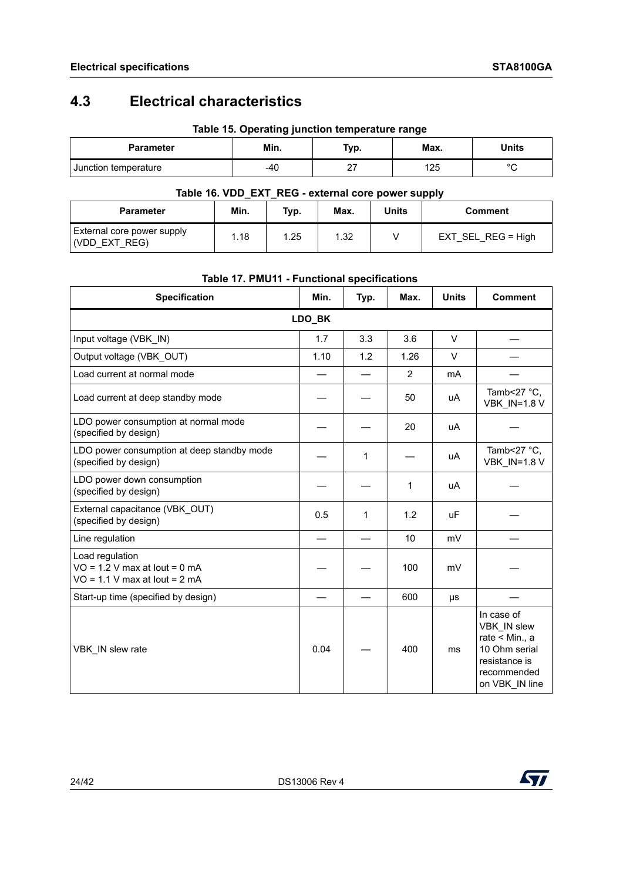## 4.3 Electrical characteristics

**Table 15. Operating junction temperature range**

| Parameter | Min. | Typ. | Max. | Units |
|---|---|---|---|---|
| Junction temperature | -40 | 27 | 125 | °C |

**Table 16. VDD_EXT_REG - external core power supply**

| Parameter | Min. | Typ. | Max. | Units | Comment |
|---|---|---|---|---|---|
| External core power supply (VDD_EXT_REG) | 1.18 | 1.25 | 1.32 | V | EXT_SEL_REG = High |

**Table 17. PMU11 - Functional specifications**

| Specification | Min. | Typ. | Max. | Units | Comment |
|---|---|---|---|---|---|
| **LDO_BK** | | | | | |
| Input voltage (VBK_IN) | 1.7 | 3.3 | 3.6 | V | — |
| Output voltage (VBK_OUT) | 1.10 | 1.2 | 1.26 | V | — |
| Load current at normal mode | — | — | 2 | mA | — |
| Load current at deep standby mode | — | — | 50 | uA | Tamb<27 °C, VBK_IN=1.8 V |
| LDO power consumption at normal mode (specified by design) | — | — | 20 | uA | — |
| LDO power consumption at deep standby mode (specified by design) | — | 1 | — | uA | Tamb<27 °C, VBK_IN=1.8 V |
| LDO power down consumption (specified by design) | — | — | 1 | uA | — |
| External capacitance (VBK_OUT) (specified by design) | 0.5 | 1 | 1.2 | uF | — |
| Line regulation | — | — | 10 | mV | — |
| Load regulation<br>VO = 1.2 V max at Iout = 0 mA<br>VO = 1.1 V max at Iout = 2 mA | — | — | 100 | mV | — |
| Start-up time (specified by design) | — | — | 600 | µs | — |
| VBK_IN slew rate | 0.04 | — | 400 | ms | In case of VBK_IN slew rate < Min., a 10 Ohm serial resistance is recommended on VBK_IN line |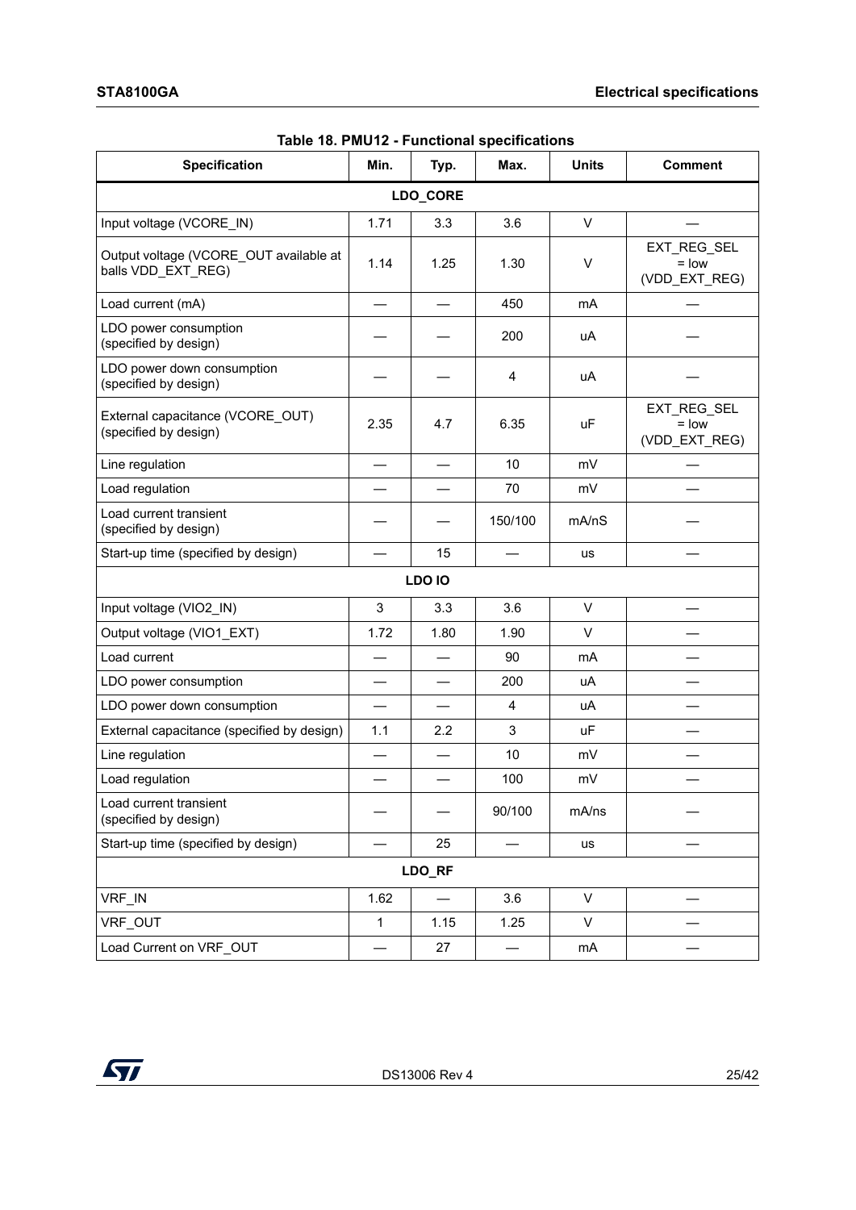**Table 18. PMU12 - Functional specifications**

| Specification | Min. | Typ. | Max. | Units | Comment |
|---|---|---|---|---|---|
| **LDO_CORE** | | | | | |
| Input voltage (VCORE_IN) | 1.71 | 3.3 | 3.6 | V | — |
| Output voltage (VCORE_OUT available at balls VDD_EXT_REG) | 1.14 | 1.25 | 1.30 | V | EXT_REG_SEL = low (VDD_EXT_REG) |
| Load current (mA) | — | — | 450 | mA | — |
| LDO power consumption (specified by design) | — | — | 200 | uA | — |
| LDO power down consumption (specified by design) | — | — | 4 | uA | — |
| External capacitance (VCORE_OUT) (specified by design) | 2.35 | 4.7 | 6.35 | uF | EXT_REG_SEL = low (VDD_EXT_REG) |
| Line regulation | — | — | 10 | mV | — |
| Load regulation | — | — | 70 | mV | — |
| Load current transient (specified by design) | — | — | 150/100 | mA/nS | — |
| Start-up time (specified by design) | — | 15 | — | us | — |
| **LDO IO** | | | | | |
| Input voltage (VIO2_IN) | 3 | 3.3 | 3.6 | V | — |
| Output voltage (VIO1_EXT) | 1.72 | 1.80 | 1.90 | V | — |
| Load current | — | — | 90 | mA | — |
| LDO power consumption | — | — | 200 | uA | — |
| LDO power down consumption | — | — | 4 | uA | — |
| External capacitance (specified by design) | 1.1 | 2.2 | 3 | uF | — |
| Line regulation | — | — | 10 | mV | — |
| Load regulation | — | — | 100 | mV | — |
| Load current transient (specified by design) | — | — | 90/100 | mA/ns | — |
| Start-up time (specified by design) | — | 25 | — | us | — |
| **LDO_RF** | | | | | |
| VRF_IN | 1.62 | — | 3.6 | V | — |
| VRF_OUT | 1 | 1.15 | 1.25 | V | — |
| Load Current on VRF_OUT | — | 27 | — | mA | — |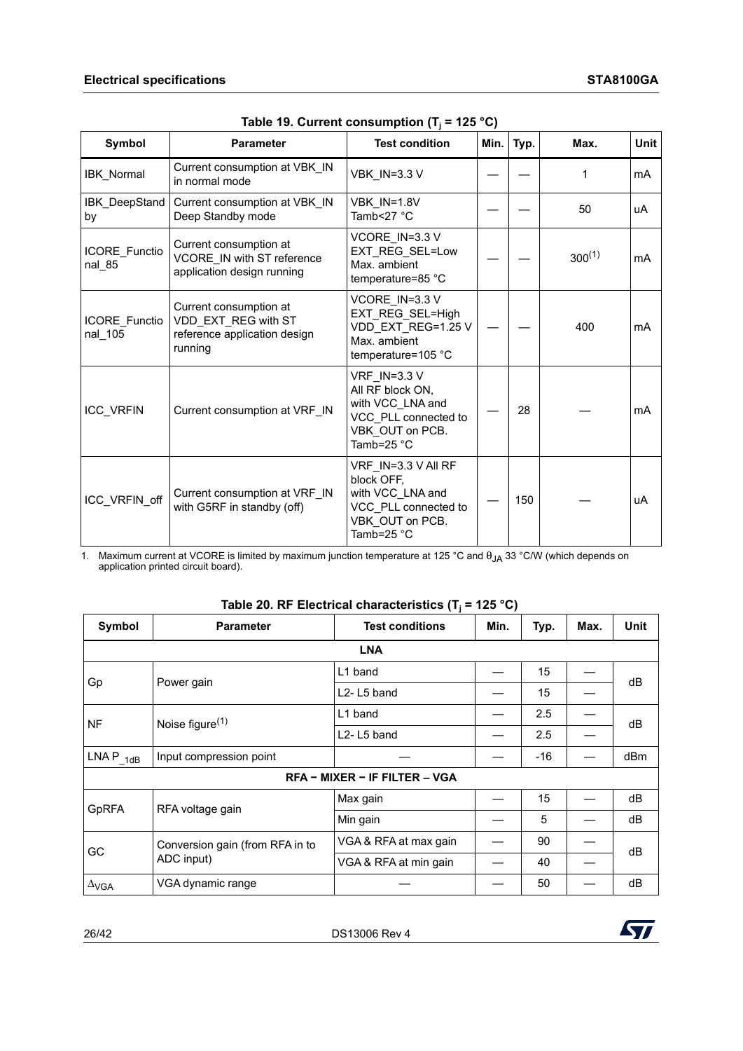**Table 19. Current consumption ($T_j$ = 125 °C)**

| Symbol | Parameter | Test condition | Min. | Typ. | Max. | Unit |
|---|---|---|---|---|---|---|
| IBK_Normal | Current consumption at VBK_IN in normal mode | VBK_IN=3.3 V | — | — | 1 | mA |
| IBK_DeepStandby | Current consumption at VBK_IN Deep Standby mode | VBK_IN=1.8V Tamb<27 °C | — | — | 50 | uA |
| ICORE_Functional_85 | Current consumption at VCORE_IN with ST reference application design running | VCORE_IN=3.3 V EXT_REG_SEL=Low Max. ambient temperature=85 °C | — | — | 300(1) | mA |
| ICORE_Functional_105 | Current consumption at VDD_EXT_REG with ST reference application design running | VCORE_IN=3.3 V EXT_REG_SEL=High VDD_EXT_REG=1.25 V Max. ambient temperature=105 °C | — | — | 400 | mA |
| ICC_VRFIN | Current consumption at VRF_IN | VRF_IN=3.3 V All RF block ON, with VCC_LNA and VCC_PLL connected to VBK_OUT on PCB. Tamb=25 °C | — | 28 | — | mA |
| ICC_VRFIN_off | Current consumption at VRF_IN with G5RF in standby (off) | VRF_IN=3.3 V All RF block OFF, with VCC_LNA and VCC_PLL connected to VBK_OUT on PCB. Tamb=25 °C | — | 150 | — | uA |

1. Maximum current at VCORE is limited by maximum junction temperature at 125 °C and $\theta_{JA}$ 33 °C/W (which depends on application printed circuit board).

**Table 20. RF Electrical characteristics ($T_j$ = 125 °C)**

| Symbol | Parameter | Test conditions | Min. | Typ. | Max. | Unit |
|---|---|---|---|---|---|---|
| **LNA** | | | | | | |
| Gp | Power gain | L1 band | — | 15 | — | dB |
| | | L2- L5 band | — | 15 | — | |
| NF | Noise figure(1) | L1 band | — | 2.5 | — | dB |
| | | L2- L5 band | — | 2.5 | — | |
| LNA $P_{\_1dB}$ | Input compression point | — | — | -16 | — | dBm |
| **RFA – MIXER – IF FILTER – VGA** | | | | | | |
| GpRFA | RFA voltage gain | Max gain | — | 15 | — | dB |
| | | Min gain | — | 5 | — | dB |
| GC | Conversion gain (from RFA in to ADC input) | VGA & RFA at max gain | — | 90 | — | dB |
| | | VGA & RFA at min gain | — | 40 | — | |
| $\Delta_{VGA}$ | VGA dynamic range | — | — | 50 | — | dB |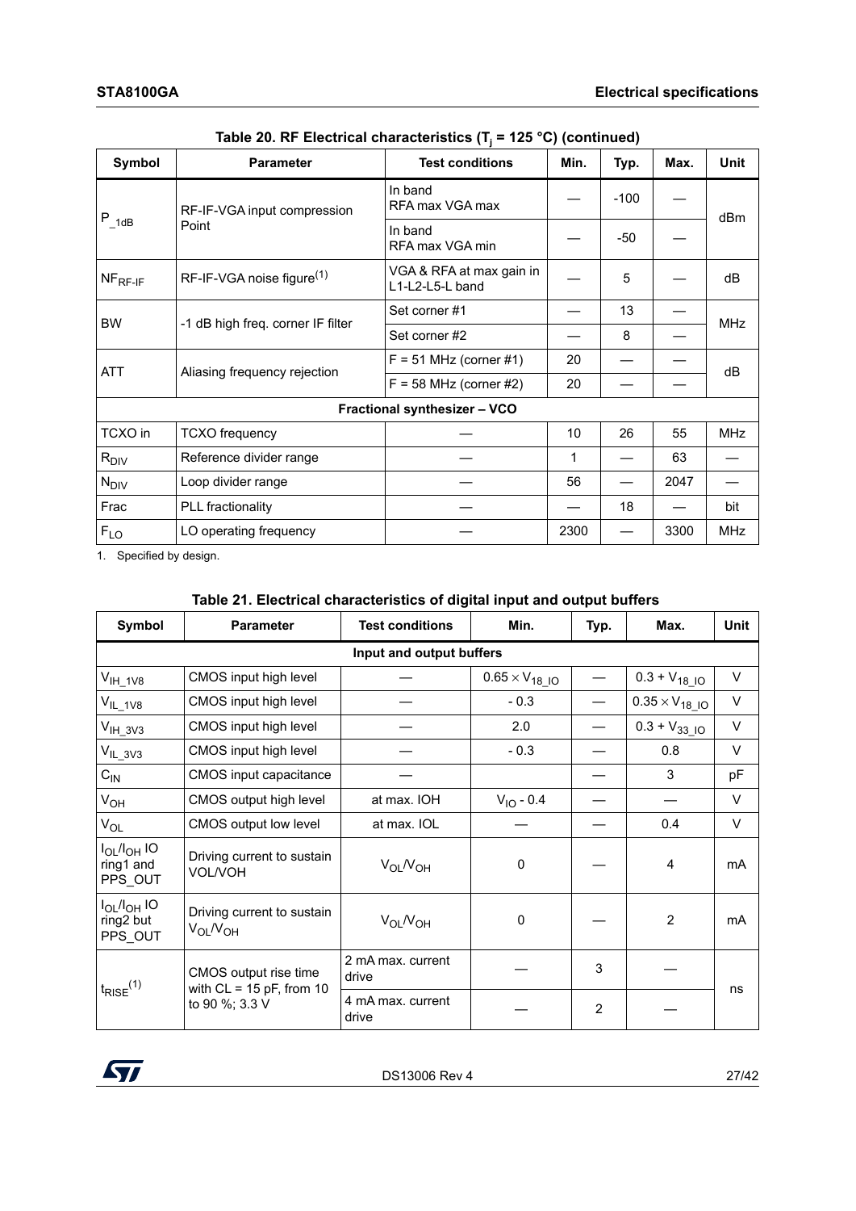**Table 20. RF Electrical characteristics ($T_j$ = 125 °C) (continued)**

| Symbol | Parameter | Test conditions | Min. | Typ. | Max. | Unit |
|---|---|---|---|---|---|---|
| $P_{\_1dB}$ | RF-IF-VGA input compression Point | In band RFA max VGA max | — | -100 | — | dBm |
| | | In band RFA max VGA min | — | -50 | — | |
| $NF_{RF-IF}$ | RF-IF-VGA noise figure(1) | VGA & RFA at max gain in L1-L2-L5-L band | — | 5 | — | dB |
| BW | -1 dB high freq. corner IF filter | Set corner #1 | — | 13 | — | MHz |
| | | Set corner #2 | — | 8 | — | |
| ATT | Aliasing frequency rejection | F = 51 MHz (corner #1) | 20 | — | — | dB |
| | | F = 58 MHz (corner #2) | 20 | — | — | |
| **Fractional synthesizer – VCO** | | | | | | |
| TCXO in | TCXO frequency | — | 10 | 26 | 55 | MHz |
| $R_{DIV}$ | Reference divider range | — | 1 | — | 63 | — |
| $N_{DIV}$ | Loop divider range | — | 56 | — | 2047 | — |
| Frac | PLL fractionality | — | — | 18 | — | bit |
| $F_{LO}$ | LO operating frequency | — | 2300 | — | 3300 | MHz |

1. Specified by design.

**Table 21. Electrical characteristics of digital input and output buffers**

| Symbol | Parameter | Test conditions | Min. | Typ. | Max. | Unit |
|---|---|---|---|---|---|---|
| **Input and output buffers** | | | | | | |
| $V_{IH\_1V8}$ | CMOS input high level | — | $0.65 \times V_{18\_IO}$ | — | $0.3 + V_{18\_IO}$ | V |
| $V_{IL\_1V8}$ | CMOS input high level | — | - 0.3 | — | $0.35 \times V_{18\_IO}$ | V |
| $V_{IH\_3V3}$ | CMOS input high level | — | 2.0 | — | $0.3 + V_{33\_IO}$ | V |
| $V_{IL\_3V3}$ | CMOS input high level | — | - 0.3 | — | 0.8 | V |
| $C_{IN}$ | CMOS input capacitance | — | | — | 3 | pF |
| $V_{OH}$ | CMOS output high level | at max. IOH | $V_{IO}$ - 0.4 | — | — | V |
| $V_{OL}$ | CMOS output low level | at max. IOL | — | — | 0.4 | V |
| $I_{OL}/I_{OH}$ IO ring1 and PPS_OUT | Driving current to sustain VOL/VOH | $V_{OL}/V_{OH}$ | 0 | — | 4 | mA |
| $I_{OL}/I_{OH}$ IO ring2 but PPS_OUT | Driving current to sustain $V_{OL}/V_{OH}$ | $V_{OL}/V_{OH}$ | 0 | — | 2 | mA |
| $t_{RISE}$(1) | CMOS output rise time with CL = 15 pF, from 10 to 90 %; 3.3 V | 2 mA max. current drive | — | 3 | — | ns |
| | | 4 mA max. current drive | — | 2 | — | |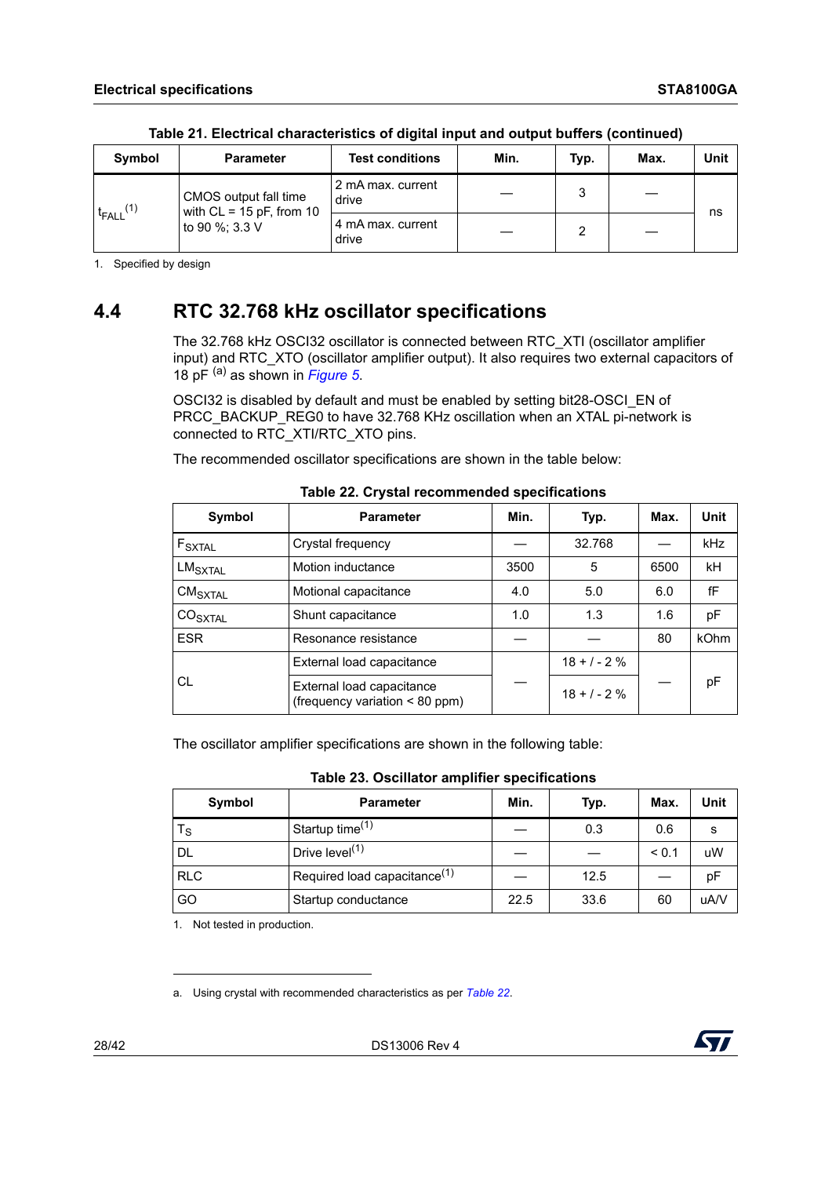**Table 21. Electrical characteristics of digital input and output buffers (continued)**

| Symbol | Parameter | Test conditions | Min. | Typ. | Max. | Unit |
|---|---|---|---|---|---|---|
| $t_{FALL}$[1] | CMOS output fall time with CL = 15 pF, from 10 to 90 %; 3.3 V | 2 mA max. current drive | — | 3 | — | ns |
| | | 4 mA max. current drive | — | 2 | — | |

1. Specified by design

## 4.4 RTC 32.768 kHz oscillator specifications

The 32.768 kHz OSCI32 oscillator is connected between RTC_XTI (oscillator amplifier input) and RTC_XTO (oscillator amplifier output). It also requires two external capacitors of 18 pF [a] as shown in *Figure 5*.

OSCI32 is disabled by default and must be enabled by setting bit28-OSCI_EN of PRCC_BACKUP_REG0 to have 32.768 KHz oscillation when an XTAL pi-network is connected to RTC_XTI/RTC_XTO pins.

The recommended oscillator specifications are shown in the table below:

**Table 22. Crystal recommended specifications**

| Symbol | Parameter | Min. | Typ. | Max. | Unit |
|---|---|---|---|---|---|
| $F_{SXTAL}$ | Crystal frequency | — | 32.768 | — | kHz |
| $LM_{SXTAL}$ | Motion inductance | 3500 | 5 | 6500 | kH |
| $CM_{SXTAL}$ | Motional capacitance | 4.0 | 5.0 | 6.0 | fF |
| $CO_{SXTAL}$ | Shunt capacitance | 1.0 | 1.3 | 1.6 | pF |
| ESR | Resonance resistance | — | — | 80 | kOhm |
| CL | External load capacitance | — | 18 + / - 2 % | — | pF |
| | External load capacitance (frequency variation < 80 ppm) | | 18 + / - 2 % | | |

The oscillator amplifier specifications are shown in the following table:

**Table 23. Oscillator amplifier specifications**

| Symbol | Parameter | Min. | Typ. | Max. | Unit |
|---|---|---|---|---|---|
| $T_S$ | Startup time[1] | — | 0.3 | 0.6 | s |
| DL | Drive level[1] | — | — | < 0.1 | uW |
| RLC | Required load capacitance[1] | — | 12.5 | — | pF |
| GO | Startup conductance | 22.5 | 33.6 | 60 | uA/V |

1. Not tested in production.

a. Using crystal with recommended characteristics as per *Table 22*.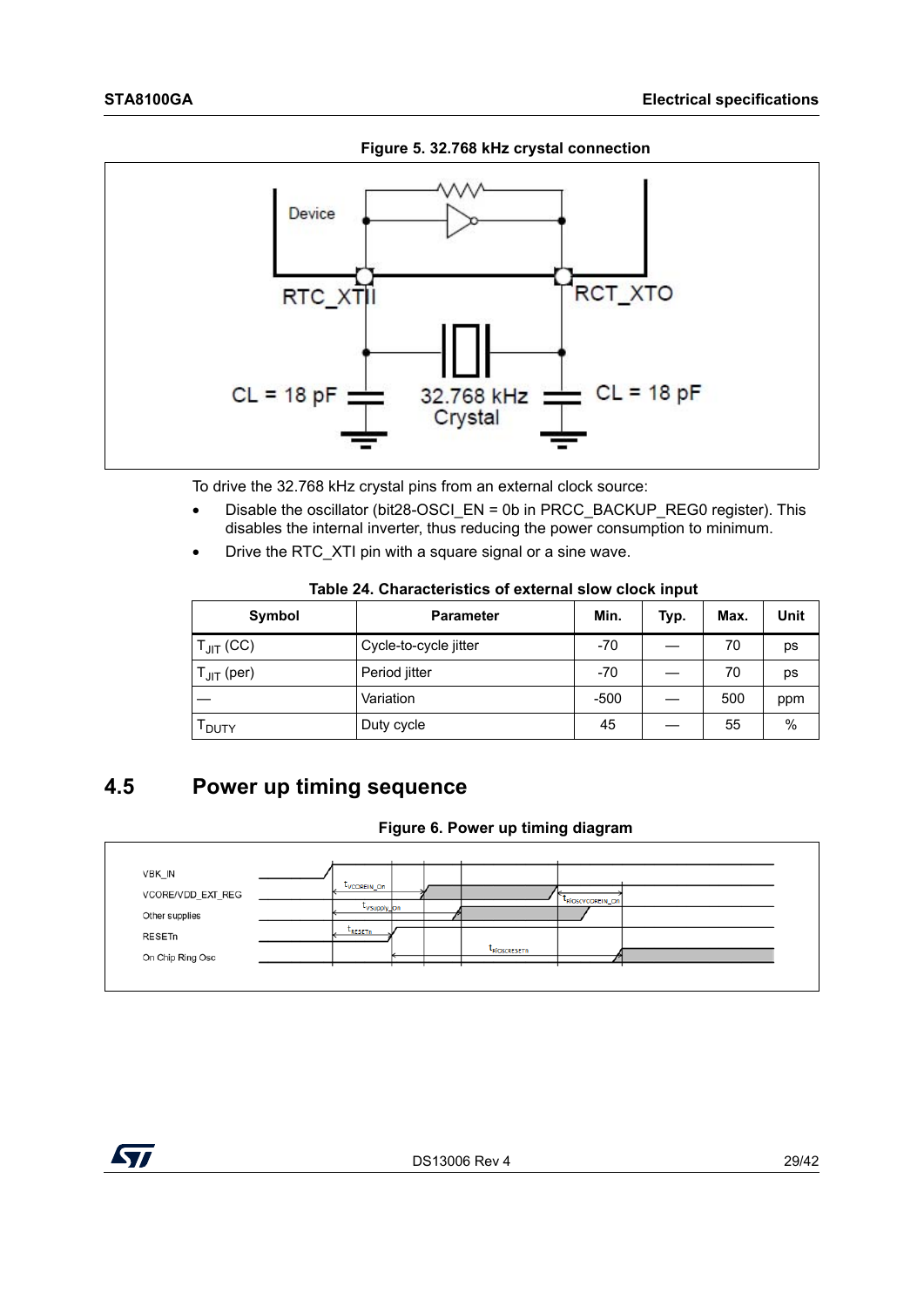**Figure 5. 32.768 kHz crystal connection**

To drive the 32.768 kHz crystal pins from an external clock source:

- Disable the oscillator (bit28-OSCI_EN = 0b in PRCC_BACKUP_REG0 register). This disables the internal inverter, thus reducing the power consumption to minimum.
- Drive the RTC_XTI pin with a square signal or a sine wave.

**Table 24. Characteristics of external slow clock input**

| Symbol | Parameter | Min. | Typ. | Max. | Unit |
|---|---|---|---|---|---|
| $T_{JIT}$ (CC) | Cycle-to-cycle jitter | -70 | — | 70 | ps |
| $T_{JIT}$ (per) | Period jitter | -70 | — | 70 | ps |
| — | Variation | -500 | — | 500 | ppm |
| $T_{DUTY}$ | Duty cycle | 45 | — | 55 | % |

## 4.5 Power up timing sequence

**Figure 6. Power up timing diagram**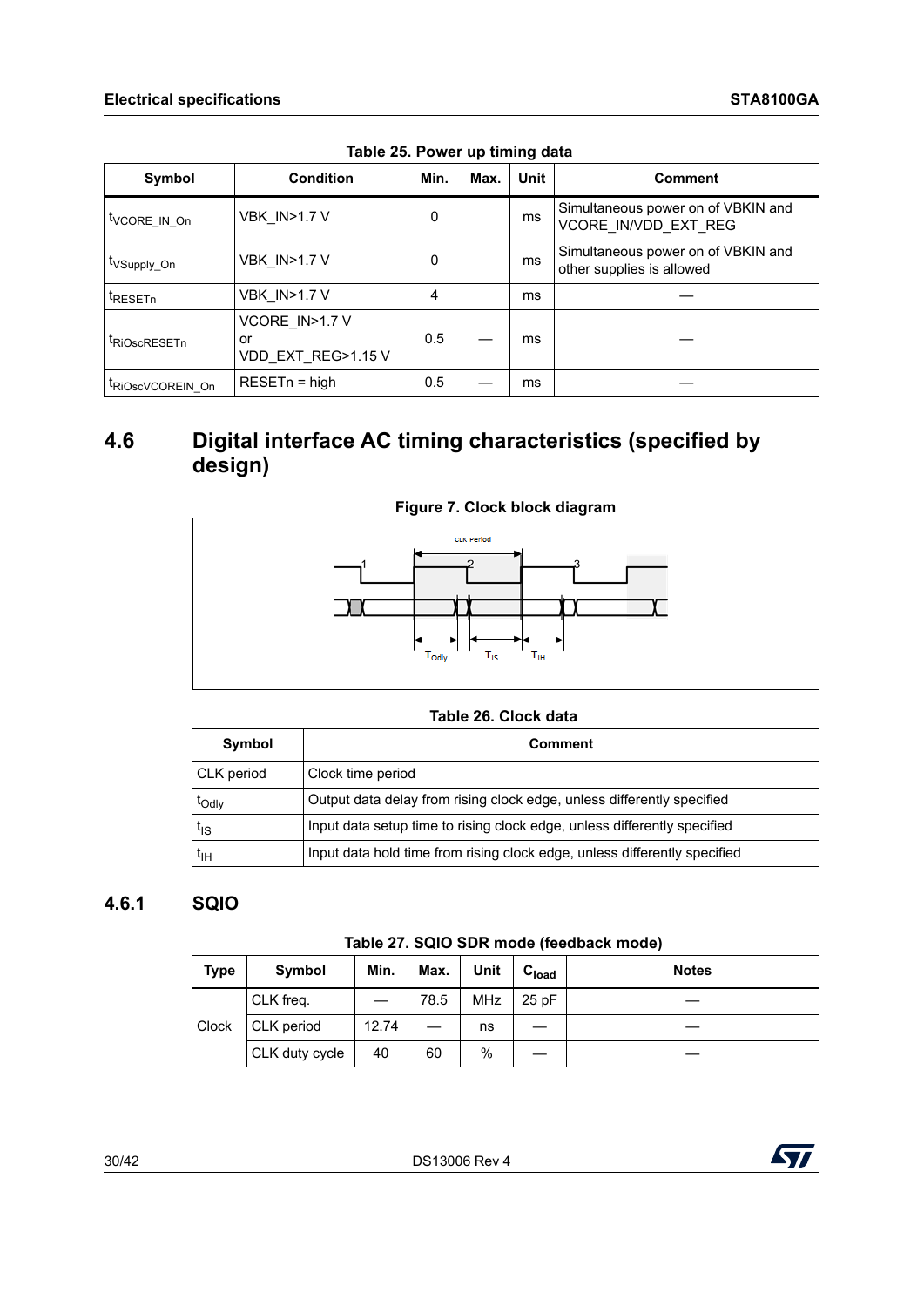**Table 25. Power up timing data**

| Symbol | Condition | Min. | Max. | Unit | Comment |
|---|---|---|---|---|---|
| $t_{VCORE\_IN\_On}$ | VBK_IN>1.7 V | 0 | | ms | Simultaneous power on of VBKIN and VCORE_IN/VDD_EXT_REG |
| $t_{VSupply\_On}$ | VBK_IN>1.7 V | 0 | | ms | Simultaneous power on of VBKIN and other supplies is allowed |
| $t_{RESETn}$ | VBK_IN>1.7 V | 4 | | ms | — |
| $t_{RiOscRESETn}$ | VCORE_IN>1.7 V or VDD_EXT_REG>1.15 V | 0.5 | — | ms | — |
| $t_{RiOscVCOREIN\_On}$ | RESETn = high | 0.5 | — | ms | — |

## 4.6 Digital interface AC timing characteristics (specified by design)

**Figure 7. Clock block diagram**

**Table 26. Clock data**

| Symbol | Comment |
|---|---|
| CLK period | Clock time period |
| $t_{Odly}$ | Output data delay from rising clock edge, unless differently specified |
| $t_{IS}$ | Input data setup time to rising clock edge, unless differently specified |
| $t_{IH}$ | Input data hold time from rising clock edge, unless differently specified |

### 4.6.1 SQIO

**Table 27. SQIO SDR mode (feedback mode)**

| Type | Symbol | Min. | Max. | Unit | $C_{load}$ | Notes |
|---|---|---|---|---|---|---|
| Clock | CLK freq. | — | 78.5 | MHz | 25 pF | — |
| | CLK period | 12.74 | — | ns | — | — |
| | CLK duty cycle | 40 | 60 | % | — | — |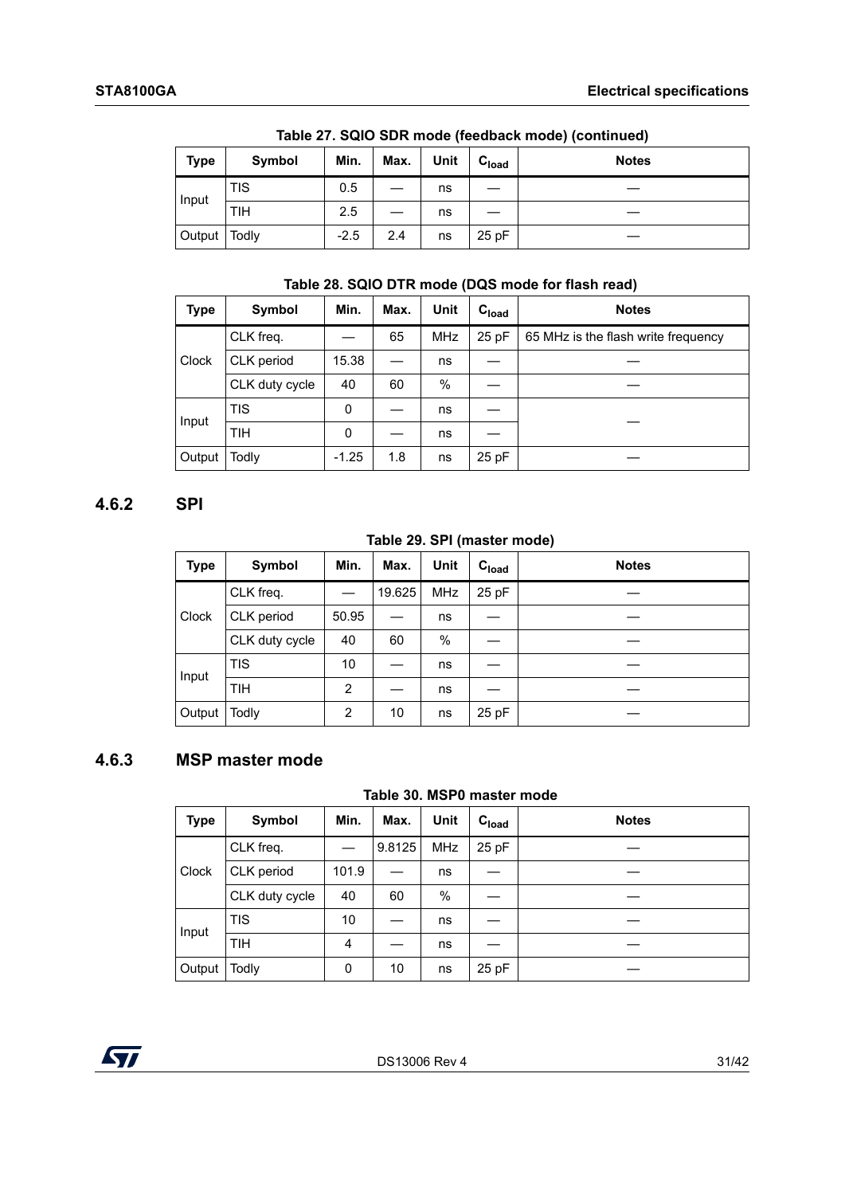**Table 27. SQIO SDR mode (feedback mode) (continued)**

| Type | Symbol | Min. | Max. | Unit | $C_{load}$ | Notes |
|---|---|---|---|---|---|---|
| Input | TIS | 0.5 | — | ns | — | — |
| | TIH | 2.5 | — | ns | — | — |
| Output | Todly | -2.5 | 2.4 | ns | 25 pF | — |

**Table 28. SQIO DTR mode (DQS mode for flash read)**

| Type | Symbol | Min. | Max. | Unit | $C_{load}$ | Notes |
|---|---|---|---|---|---|---|
| Clock | CLK freq. | — | 65 | MHz | 25 pF | 65 MHz is the flash write frequency |
| | CLK period | 15.38 | — | ns | — | — |
| | CLK duty cycle | 40 | 60 | % | — | — |
| Input | TIS | 0 | — | ns | — | — |
| | TIH | 0 | — | ns | — | |
| Output | Todly | -1.25 | 1.8 | ns | 25 pF | — |

### 4.6.2 SPI

**Table 29. SPI (master mode)**

| Type | Symbol | Min. | Max. | Unit | $C_{load}$ | Notes |
|---|---|---|---|---|---|---|
| Clock | CLK freq. | — | 19.625 | MHz | 25 pF | — |
| | CLK period | 50.95 | — | ns | — | — |
| | CLK duty cycle | 40 | 60 | % | — | — |
| Input | TIS | 10 | — | ns | — | — |
| | TIH | 2 | — | ns | — | — |
| Output | Todly | 2 | 10 | ns | 25 pF | — |

### 4.6.3 MSP master mode

**Table 30. MSP0 master mode**

| Type | Symbol | Min. | Max. | Unit | $C_{load}$ | Notes |
|---|---|---|---|---|---|---|
| Clock | CLK freq. | — | 9.8125 | MHz | 25 pF | — |
| | CLK period | 101.9 | — | ns | — | — |
| | CLK duty cycle | 40 | 60 | % | — | — |
| Input | TIS | 10 | — | ns | — | — |
| | TIH | 4 | — | ns | — | — |
| Output | Todly | 0 | 10 | ns | 25 pF | — |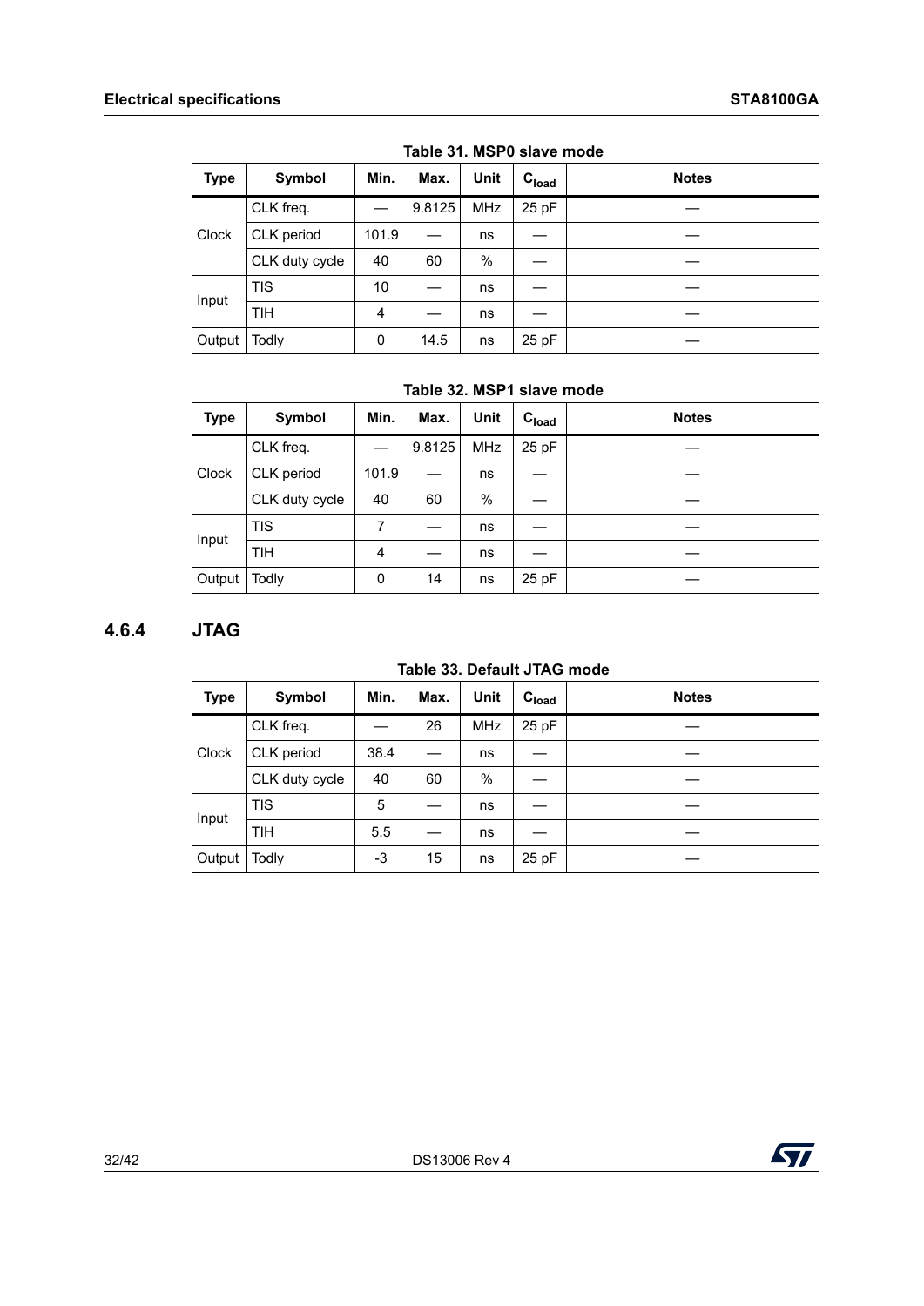**Table 31. MSP0 slave mode**

| Type | Symbol | Min. | Max. | Unit | $C_{load}$ | Notes |
|---|---|---|---|---|---|---|
| Clock | CLK freq. | — | 9.8125 | MHz | 25 pF | — |
| | CLK period | 101.9 | — | ns | — | — |
| | CLK duty cycle | 40 | 60 | % | — | — |
| Input | TIS | 10 | — | ns | — | — |
| | TIH | 4 | — | ns | — | — |
| Output | Todly | 0 | 14.5 | ns | 25 pF | — |

**Table 32. MSP1 slave mode**

| Type | Symbol | Min. | Max. | Unit | $C_{load}$ | Notes |
|---|---|---|---|---|---|---|
| Clock | CLK freq. | — | 9.8125 | MHz | 25 pF | — |
| | CLK period | 101.9 | — | ns | — | — |
| | CLK duty cycle | 40 | 60 | % | — | — |
| Input | TIS | 7 | — | ns | — | — |
| | TIH | 4 | — | ns | — | — |
| Output | Todly | 0 | 14 | ns | 25 pF | — |

### 4.6.4 JTAG

**Table 33. Default JTAG mode**

| Type | Symbol | Min. | Max. | Unit | $C_{load}$ | Notes |
|---|---|---|---|---|---|---|
| Clock | CLK freq. | — | 26 | MHz | 25 pF | — |
| | CLK period | 38.4 | — | ns | — | — |
| | CLK duty cycle | 40 | 60 | % | — | — |
| Input | TIS | 5 | — | ns | — | — |
| | TIH | 5.5 | — | ns | — | — |
| Output | Todly | -3 | 15 | ns | 25 pF | — |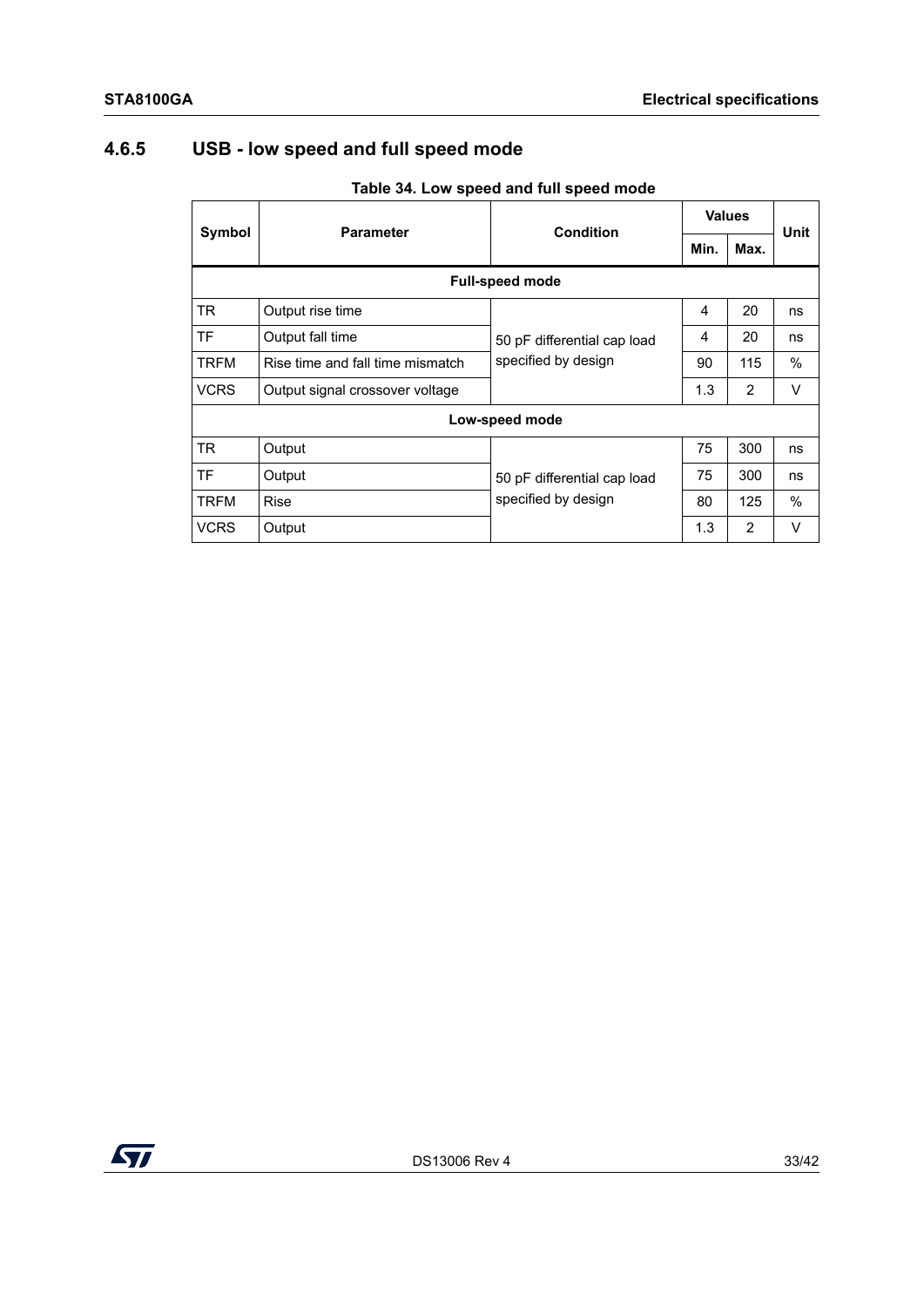### 4.6.5 USB - low speed and full speed mode

**Table 34. Low speed and full speed mode**

| Symbol | Parameter | Condition | Values | | Unit |
|---|---|---|---|---|---|
| | | | Min. | Max. | |
| **Full-speed mode** | | | | | |
| TR | Output rise time | 50 pF differential cap load specified by design | 4 | 20 | ns |
| TF | Output fall time | | 4 | 20 | ns |
| TRFM | Rise time and fall time mismatch | | 90 | 115 | % |
| VCRS | Output signal crossover voltage | | 1.3 | 2 | V |
| **Low-speed mode** | | | | | |
| TR | Output | 50 pF differential cap load specified by design | 75 | 300 | ns |
| TF | Output | | 75 | 300 | ns |
| TRFM | Rise | | 80 | 125 | % |
| VCRS | Output | | 1.3 | 2 | V |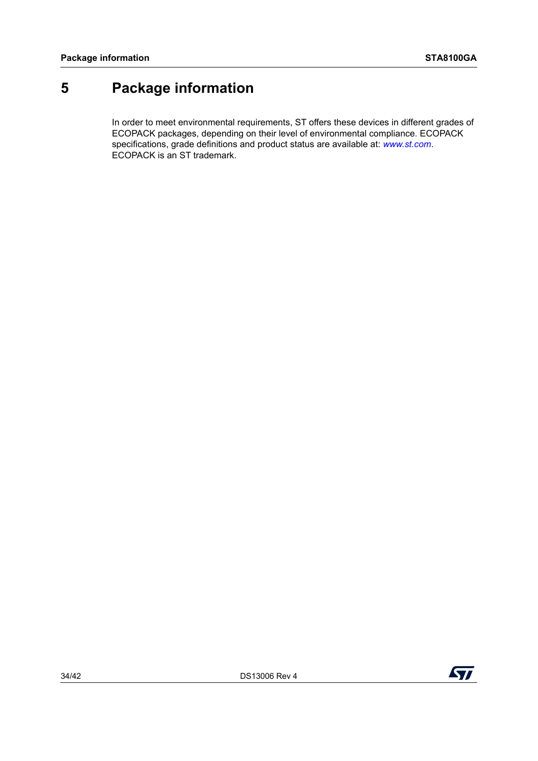# 5 Package information

In order to meet environmental requirements, ST offers these devices in different grades of ECOPACK packages, depending on their level of environmental compliance. ECOPACK specifications, grade definitions and product status are available at: *www.st.com*. ECOPACK is an ST trademark.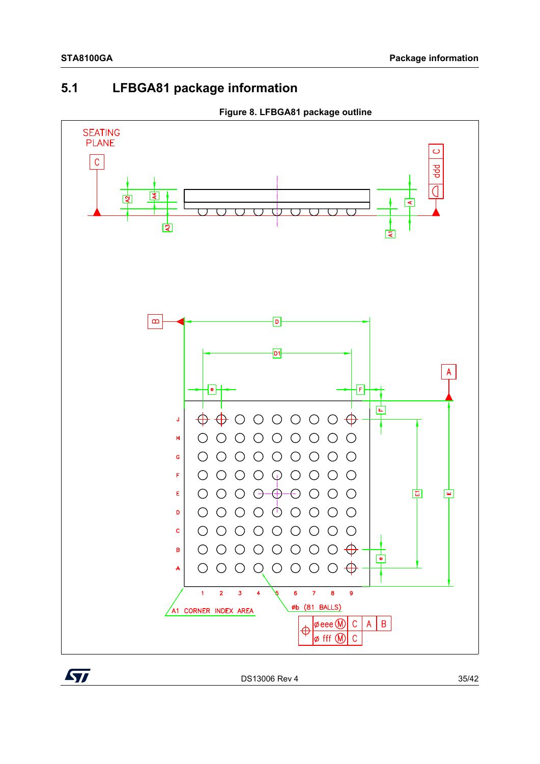## 5.1 LFBGA81 package information

**Figure 8. LFBGA81 package outline**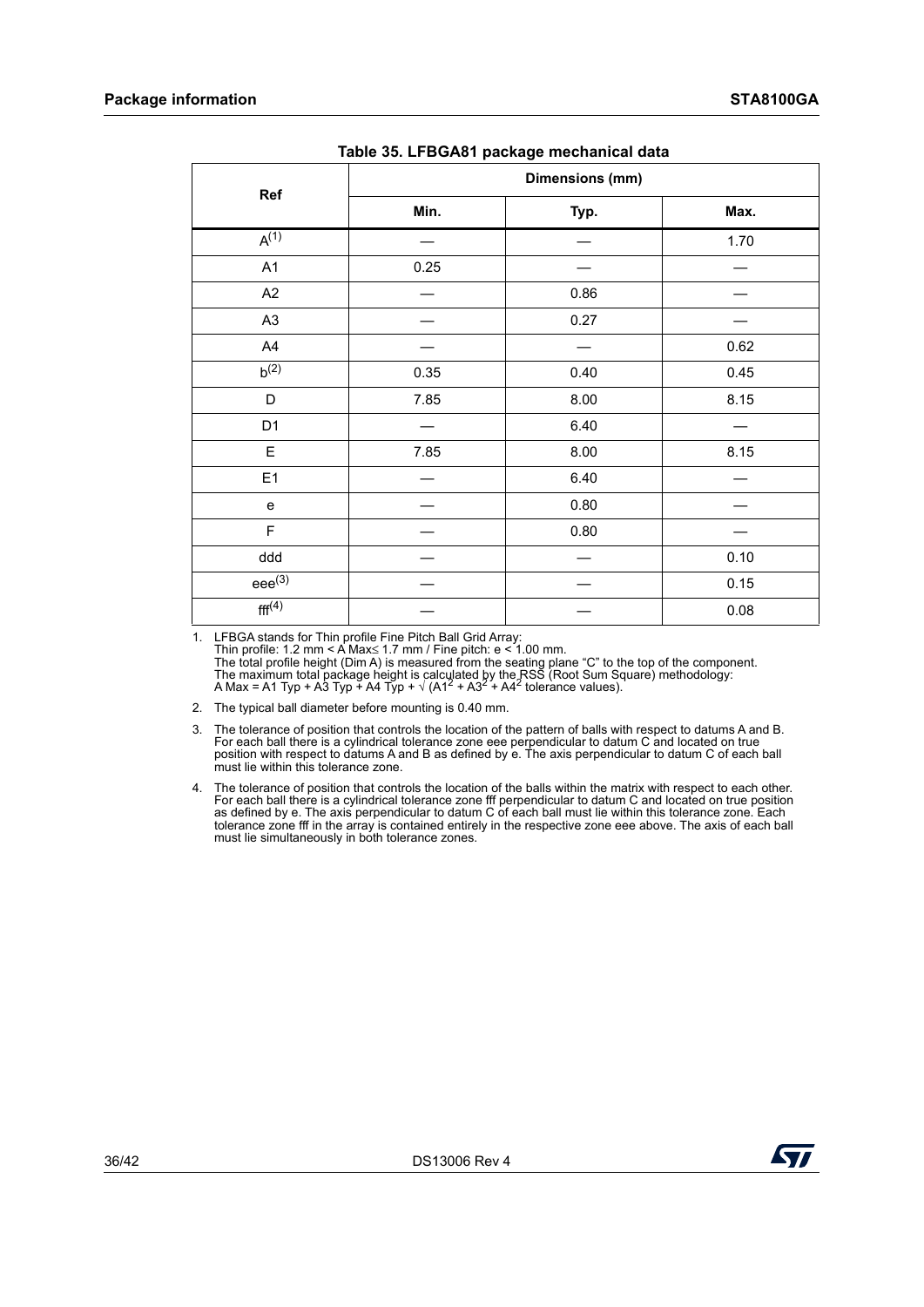**Table 35. LFBGA81 package mechanical data**

| Ref | Dimensions (mm) | | |
|---|---|---|---|
| | Min. | Typ. | Max. |
| A(1) | — | — | 1.70 |
| A1 | 0.25 | — | — |
| A2 | — | 0.86 | — |
| A3 | — | 0.27 | — |
| A4 | — | — | 0.62 |
| b(2) | 0.35 | 0.40 | 0.45 |
| D | 7.85 | 8.00 | 8.15 |
| D1 | — | 6.40 | — |
| E | 7.85 | 8.00 | 8.15 |
| E1 | — | 6.40 | — |
| e | — | 0.80 | — |
| F | — | 0.80 | — |
| ddd | — | — | 0.10 |
| eee(3) | — | — | 0.15 |
| fff(4) | — | — | 0.08 |

1. LFBGA stands for Thin profile Fine Pitch Ball Grid Array:
   Thin profile: 1.2 mm < A Max≤ 1.7 mm / Fine pitch: e < 1.00 mm.
   The total profile height (Dim A) is measured from the seating plane "C" to the top of the component.
   The maximum total package height is calculated by the RSS (Root Sum Square) methodology:
   A Max = A1 Typ + A3 Typ + A4 Typ + $\sqrt{(A1^2 + A3^2 + A4^2}$ tolerance values).
2. The typical ball diameter before mounting is 0.40 mm.
3. The tolerance of position that controls the location of the pattern of balls with respect to datums A and B. For each ball there is a cylindrical tolerance zone eee perpendicular to datum C and located on true position with respect to datums A and B as defined by e. The axis perpendicular to datum C of each ball must lie within this tolerance zone.
4. The tolerance of position that controls the location of the balls within the matrix with respect to each other. For each ball there is a cylindrical tolerance zone fff perpendicular to datum C and located on true position as defined by e. The axis perpendicular to datum C of each ball must lie within this tolerance zone. Each tolerance zone fff in the array is contained entirely in the respective zone eee above. The axis of each ball must lie simultaneously in both tolerance zones.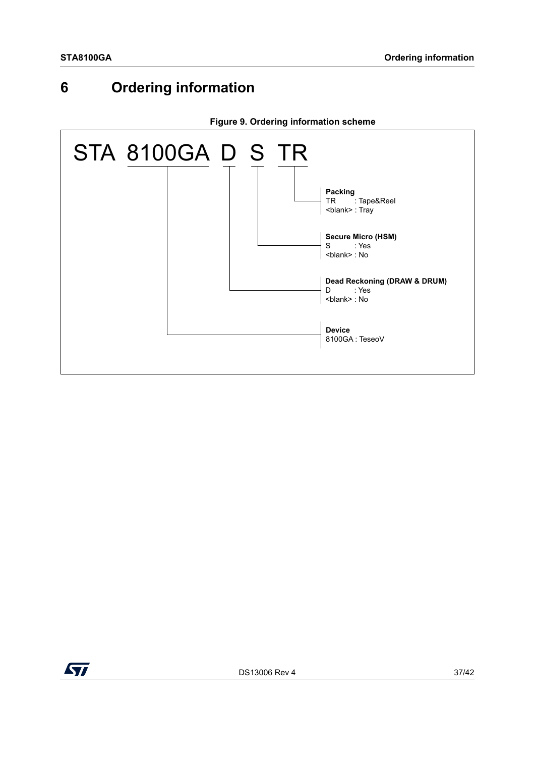# 6 Ordering information

**Figure 9. Ordering information scheme**

STA 8100GA D S TR

**Packing**
TR : Tape&Reel
<blank> : Tray

**Secure Micro (HSM)**
S : Yes
<blank> : No

**Dead Reckoning (DRAW & DRUM)**
D : Yes
<blank> : No

**Device**
8100GA : TeseoV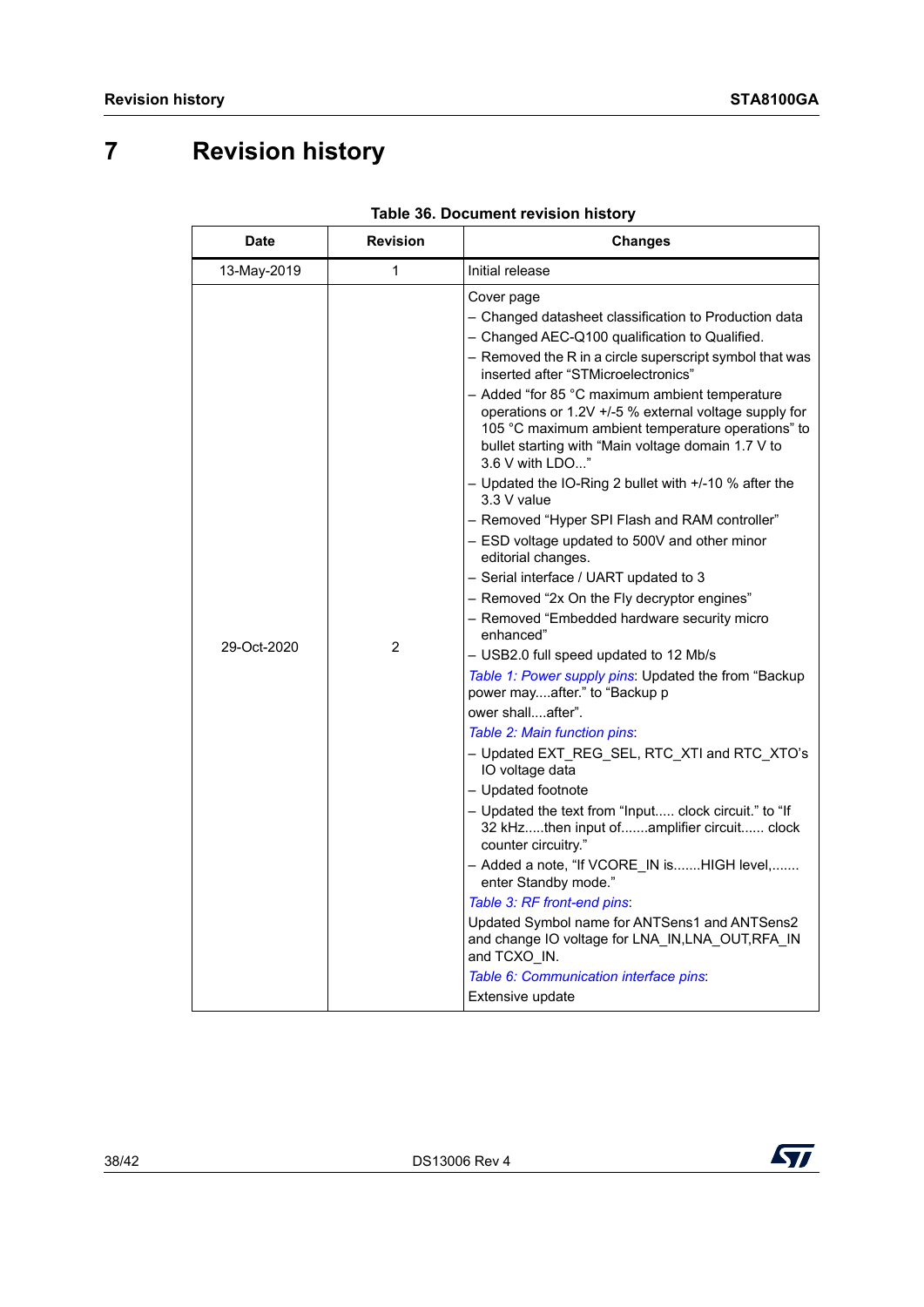# 7 Revision history

**Table 36. Document revision history**

| Date | Revision | Changes |
|---|---|---|
| 13-May-2019 | 1 | Initial release |
| 29-Oct-2020 | 2 | Cover page<br>– Changed datasheet classification to Production data<br>– Changed AEC-Q100 qualification to Qualified.<br>– Removed the R in a circle superscript symbol that was inserted after “STMicroelectronics”<br>– Added “for 85 °C maximum ambient temperature operations or 1.2V +/-5 % external voltage supply for 105 °C maximum ambient temperature operations” to bullet starting with “Main voltage domain 1.7 V to 3.6 V with LDO...”<br>– Updated the IO-Ring 2 bullet with +/-10 % after the 3.3 V value<br>– Removed “Hyper SPI Flash and RAM controller”<br>– ESD voltage updated to 500V and other minor editorial changes.<br>– Serial interface / UART updated to 3<br>– Removed “2x On the Fly decryptor engines”<br>– Removed “Embedded hardware security micro enhanced”<br>– USB2.0 full speed updated to 12 Mb/s<br>*Table 1: Power supply pins*: Updated the from “Backup power may....after.” to “Backup p<br>ower shall....after”.<br>*Table 2: Main function pins*:<br>– Updated EXT_REG_SEL, RTC_XTI and RTC_XTO’s IO voltage data<br>– Updated footnote<br>– Updated the text from “Input..... clock circuit.” to “If 32 kHz.....then input of.......amplifier circuit...... clock counter circuitry.”<br>– Added a note, “If VCORE_IN is.......HIGH level,....... enter Standby mode.”<br>*Table 3: RF front-end pins*:<br>Updated Symbol name for ANTSens1 and ANTSens2 and change IO voltage for LNA_IN,LNA_OUT,RFA_IN and TCXO_IN.<br>*Table 6: Communication interface pins*:<br>Extensive update |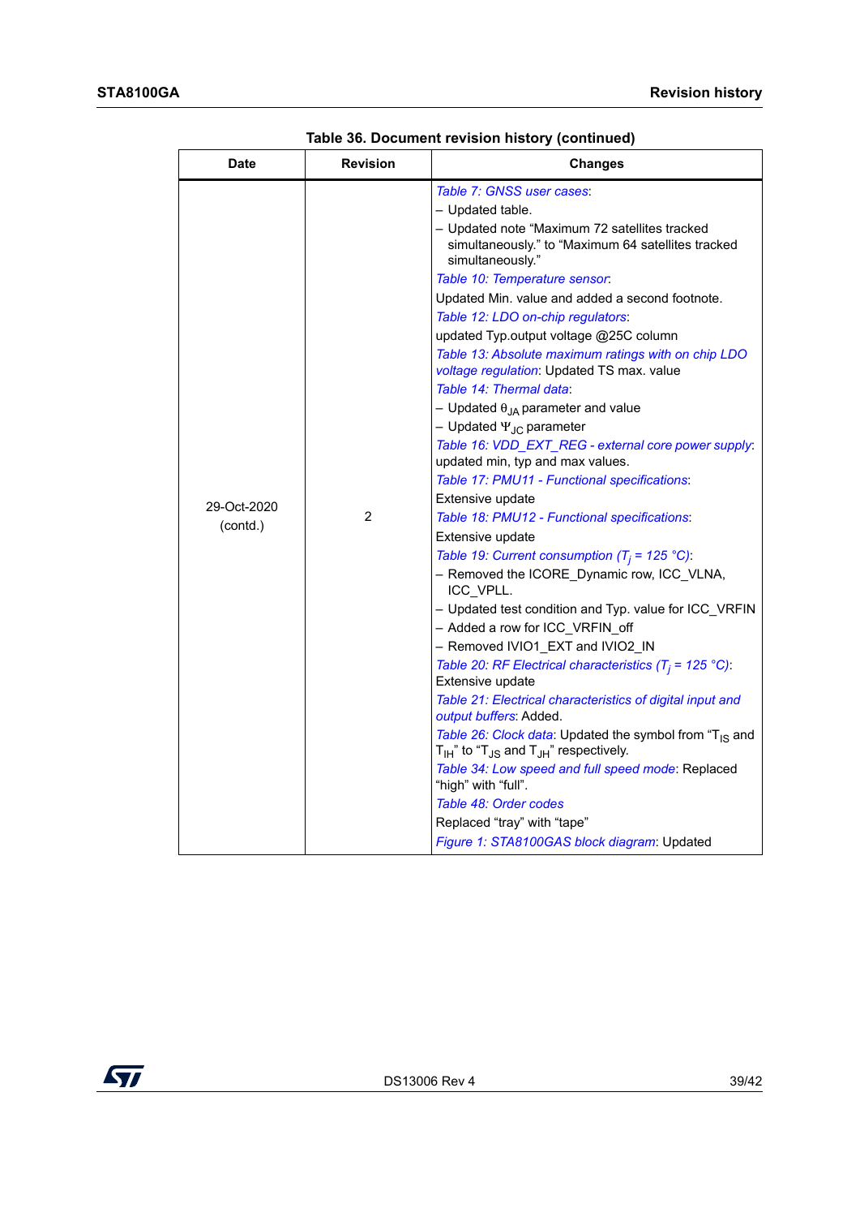Table 36. Document revision history (continued)

| Date | Revision | Changes |
|---|---|---|
| 29-Oct-2020 (contd.) | 2 | *Table 7: GNSS user cases*:<br>– Updated table.<br>– Updated note "Maximum 72 satellites tracked simultaneously." to "Maximum 64 satellites tracked simultaneously."<br>*Table 10: Temperature sensor*:<br>Updated Min. value and added a second footnote.<br>*Table 12: LDO on-chip regulators*:<br>updated Typ.output voltage @25C column<br>*Table 13: Absolute maximum ratings with on chip LDO voltage regulation*: Updated TS max. value<br>*Table 14: Thermal data*:<br>– Updated $\theta_{JA}$ parameter and value<br>– Updated $\Psi_{JC}$ parameter<br>*Table 16: VDD_EXT_REG - external core power supply*: updated min, typ and max values.<br>*Table 17: PMU11 - Functional specifications*:<br>Extensive update<br>*Table 18: PMU12 - Functional specifications*:<br>Extensive update<br>*Table 19: Current consumption ($T_j$ = 125 °C)*:<br>– Removed the ICORE_Dynamic row, ICC_VLNA, ICC_VPLL.<br>– Updated test condition and Typ. value for ICC_VRFIN<br>– Added a row for ICC_VRFIN_off<br>– Removed IVIO1_EXT and IVIO2_IN<br>*Table 20: RF Electrical characteristics ($T_j$ = 125 °C)*:<br>Extensive update<br>*Table 21: Electrical characteristics of digital input and output buffers*: Added.<br>*Table 26: Clock data*: Updated the symbol from "$T_{IS}$ and $T_{IH}$" to "$T_{JS}$ and $T_{JH}$" respectively.<br>*Table 34: Low speed and full speed mode*: Replaced "high" with "full".<br>*Table 48: Order codes*<br>Replaced "tray" with "tape"<br>*Figure 1: STA8100GAS block diagram*: Updated |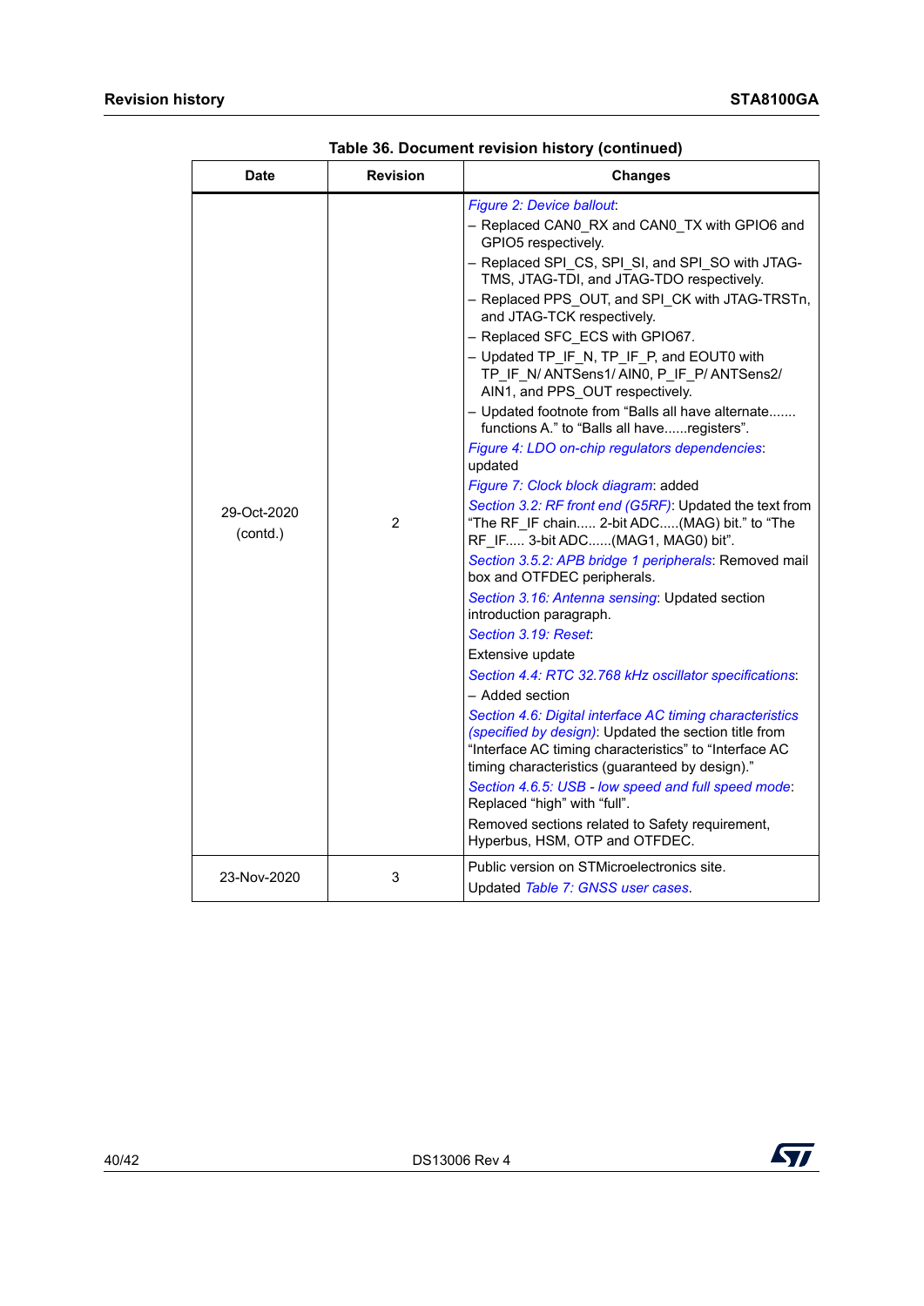Table 36. Document revision history (continued)

| Date | Revision | Changes |
|---|---|---|
| 29-Oct-2020 (contd.) | 2 | *Figure 2: Device ballout*:<br>– Replaced CAN0_RX and CAN0_TX with GPIO6 and GPIO5 respectively.<br>– Replaced SPI_CS, SPI_SI, and SPI_SO with JTAG-TMS, JTAG-TDI, and JTAG-TDO respectively.<br>– Replaced PPS_OUT, and SPI_CK with JTAG-TRSTn, and JTAG-TCK respectively.<br>– Replaced SFC_ECS with GPIO67.<br>– Updated TP_IF_N, TP_IF_P, and EOUT0 with TP_IF_N/ ANTSens1/ AIN0, P_IF_P/ ANTSens2/ AIN1, and PPS_OUT respectively.<br>– Updated footnote from “Balls all have alternate....... functions A.” to “Balls all have......registers”.<br>*Figure 4: LDO on-chip regulators dependencies*: updated<br>*Figure 7: Clock block diagram*: added<br>*Section 3.2: RF front end (G5RF)*: Updated the text from “The RF_IF chain..... 2-bit ADC.....(MAG) bit.” to “The RF_IF..... 3-bit ADC......(MAG1, MAG0) bit”.<br>*Section 3.5.2: APB bridge 1 peripherals*: Removed mail box and OTFDEC peripherals.<br>*Section 3.16: Antenna sensing*: Updated section introduction paragraph.<br>*Section 3.19: Reset*:<br>Extensive update<br>*Section 4.4: RTC 32.768 kHz oscillator specifications*:<br>– Added section<br>*Section 4.6: Digital interface AC timing characteristics (specified by design)*: Updated the section title from “Interface AC timing characteristics” to “Interface AC timing characteristics (guaranteed by design).”<br>*Section 4.6.5: USB - low speed and full speed mode*: Replaced “high” with “full”.<br>Removed sections related to Safety requirement, Hyperbus, HSM, OTP and OTFDEC. |
| 23-Nov-2020 | 3 | Public version on STMicroelectronics site.<br>Updated *Table 7: GNSS user cases*. |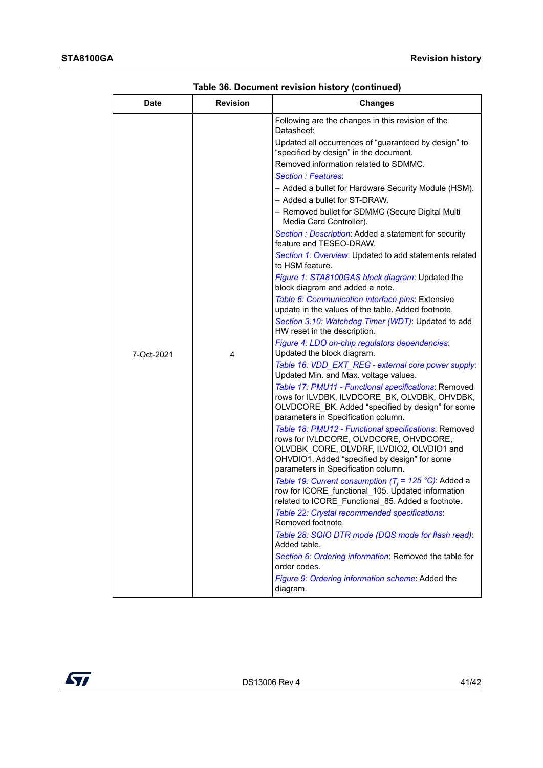Table 36. Document revision history (continued)

| Date | Revision | Changes |
|---|---|---|
| 7-Oct-2021 | 4 | Following are the changes in this revision of the Datasheet:<br>Updated all occurrences of “guaranteed by design” to “specified by design” in the document.<br>Removed information related to SDMMC.<br>*Section : Features*:<br>– Added a bullet for Hardware Security Module (HSM).<br>– Added a bullet for ST-DRAW.<br>– Removed bullet for SDMMC (Secure Digital Multi Media Card Controller).<br>*Section : Description*: Added a statement for security feature and TESEO-DRAW.<br>*Section 1: Overview*: Updated to add statements related to HSM feature.<br>*Figure 1: STA8100GAS block diagram*: Updated the block diagram and added a note.<br>*Table 6: Communication interface pins*: Extensive update in the values of the table. Added footnote.<br>*Section 3.10: Watchdog Timer (WDT)*: Updated to add HW reset in the description.<br>*Figure 4: LDO on-chip regulators dependencies*: Updated the block diagram.<br>*Table 16: VDD_EXT_REG - external core power supply*: Updated Min. and Max. voltage values.<br>*Table 17: PMU11 - Functional specifications*: Removed rows for ILVDBK, ILVDCORE_BK, OLVDBK, OHVDBK, OLVDCORE_BK. Added “specified by design” for some parameters in Specification column.<br>*Table 18: PMU12 - Functional specifications*: Removed rows for IVLDCORE, OLVDCORE, OHVDCORE, OLVDBK_CORE, OLVDRF, ILVDIO2, OLVDIO1 and OHVDIO1. Added “specified by design” for some parameters in Specification column.<br>*Table 19: Current consumption ($T_j$ = 125 °C)*: Added a row for ICORE_functional_105. Updated information related to ICORE_Functional_85. Added a footnote.<br>*Table 22: Crystal recommended specifications*: Removed footnote.<br>*Table 28: SQIO DTR mode (DQS mode for flash read)*: Added table.<br>*Section 6: Ordering information*: Removed the table for order codes.<br>*Figure 9: Ordering information scheme*: Added the diagram. |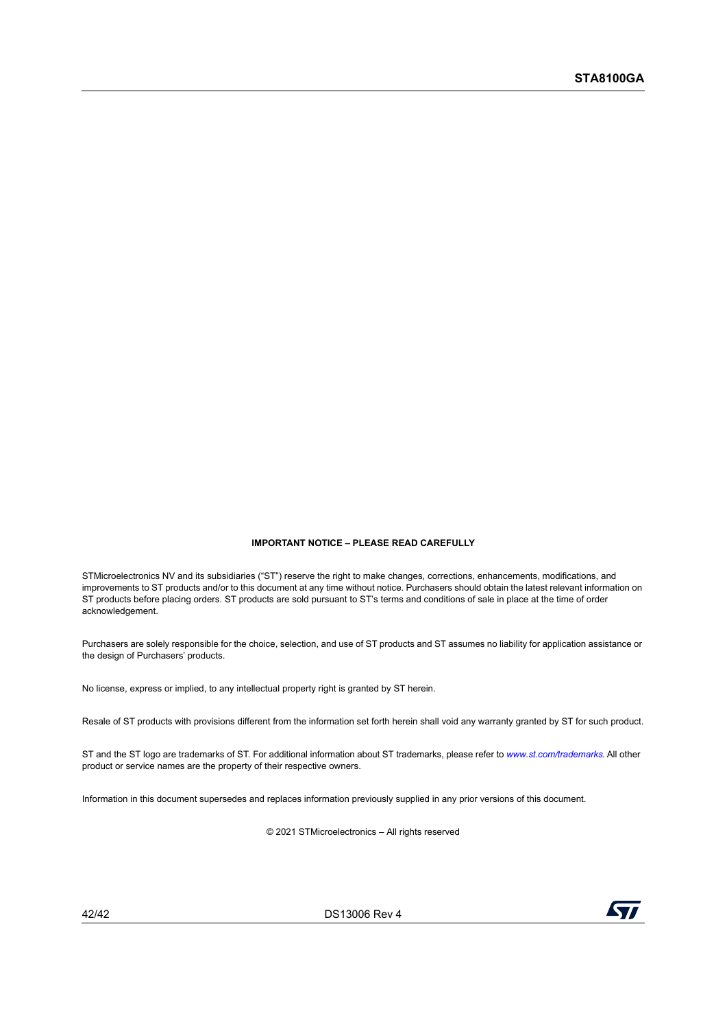**IMPORTANT NOTICE – PLEASE READ CAREFULLY**

STMicroelectronics NV and its subsidiaries (“ST”) reserve the right to make changes, corrections, enhancements, modifications, and improvements to ST products and/or to this document at any time without notice. Purchasers should obtain the latest relevant information on ST products before placing orders. ST products are sold pursuant to ST’s terms and conditions of sale in place at the time of order acknowledgement.

Purchasers are solely responsible for the choice, selection, and use of ST products and ST assumes no liability for application assistance or the design of Purchasers’ products.

No license, express or implied, to any intellectual property right is granted by ST herein.

Resale of ST products with provisions different from the information set forth herein shall void any warranty granted by ST for such product.

ST and the ST logo are trademarks of ST. For additional information about ST trademarks, please refer to *www.st.com/trademarks*. All other product or service names are the property of their respective owners.

Information in this document supersedes and replaces information previously supplied in any prior versions of this document.

© 2021 STMicroelectronics – All rights reserved